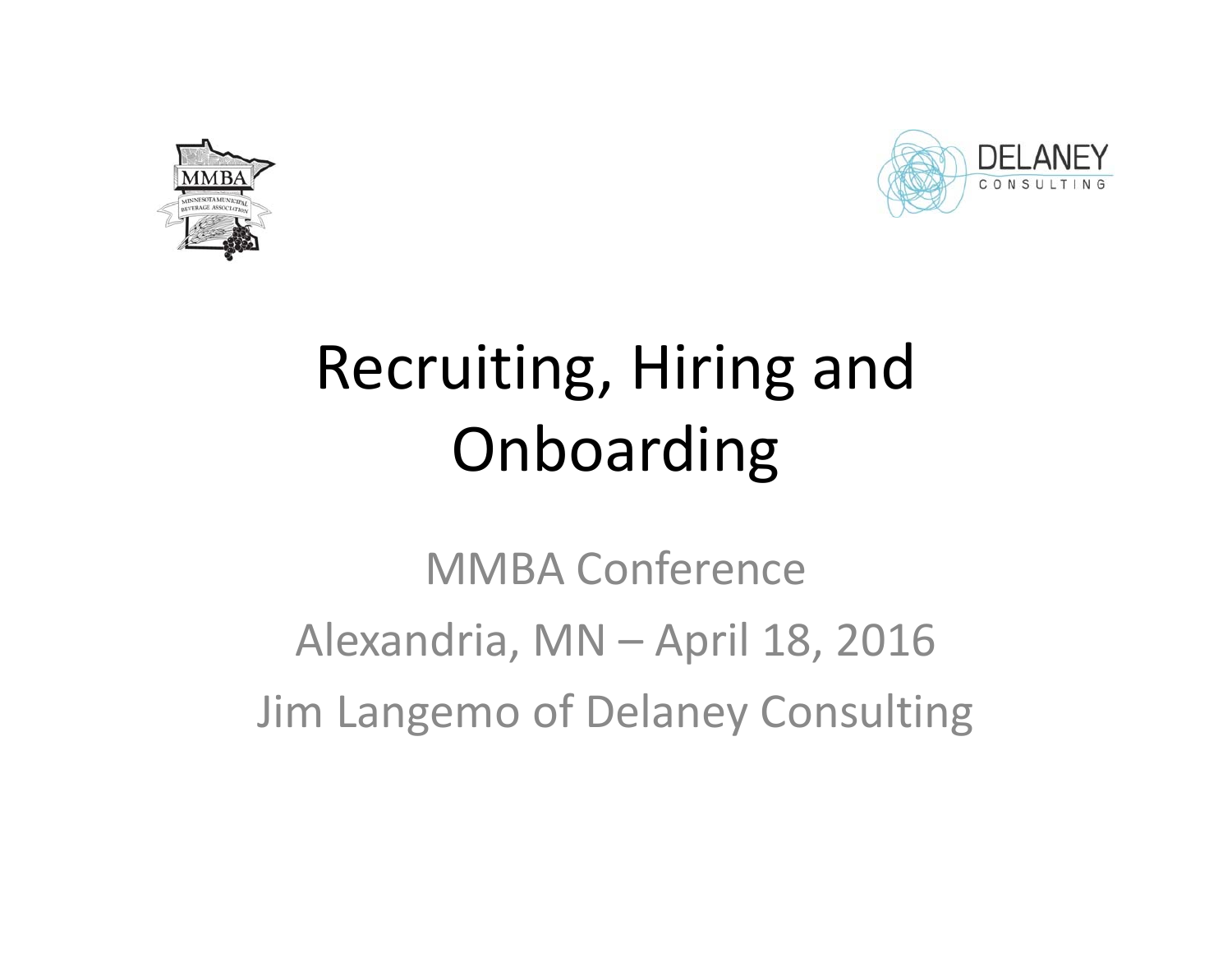# Recruiting, Hiring and Onboarding

MMBA Conference

Alexandria, MN – April 18, 2016

Jim Langemo of Delaney Consulting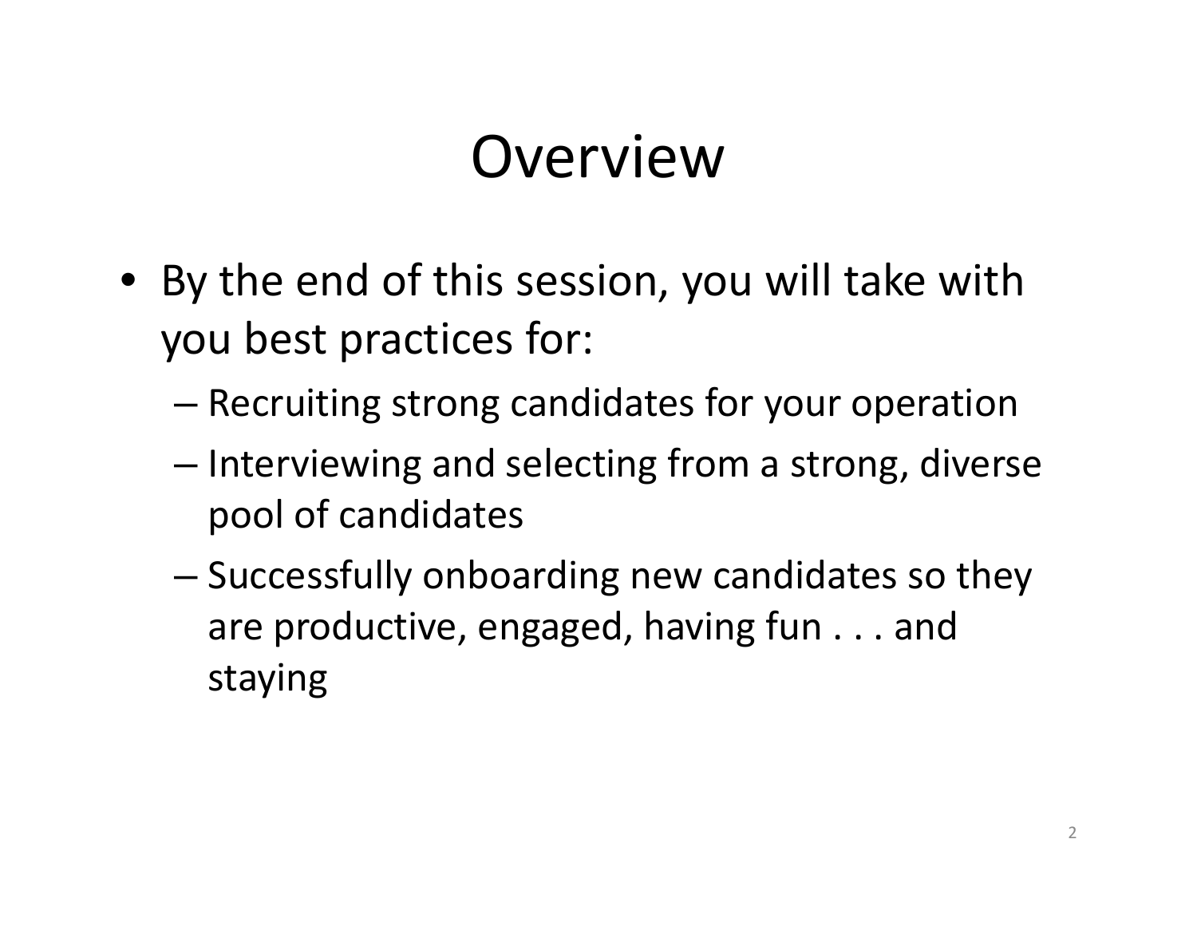# Overview

- By the end of this session, you will take with you best practices for:
  - Recruiting strong candidates for your operation
  - Interviewing and selecting from a strong, diverse pool of candidates
  - Successfully onboarding new candidates so they are productive, engaged, having fun . . . and staying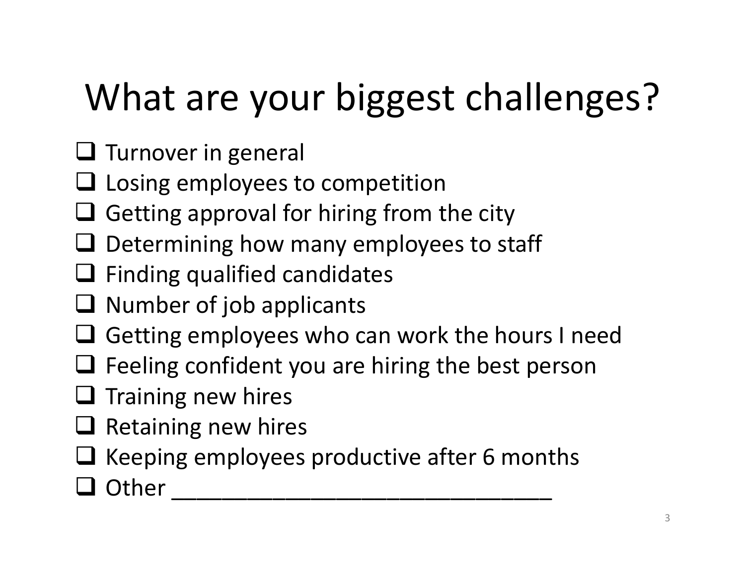# What are your biggest challenges?

- [ ] Turnover in general
- [ ] Losing employees to competition
- [ ] Getting approval for hiring from the city
- [ ] Determining how many employees to staff
- [ ] Finding qualified candidates
- [ ] Number of job applicants
- [ ] Getting employees who can work the hours I need
- [ ] Feeling confident you are hiring the best person
- [ ] Training new hires
- [ ] Retaining new hires
- [ ] Keeping employees productive after 6 months
- [ ] Other ________________________________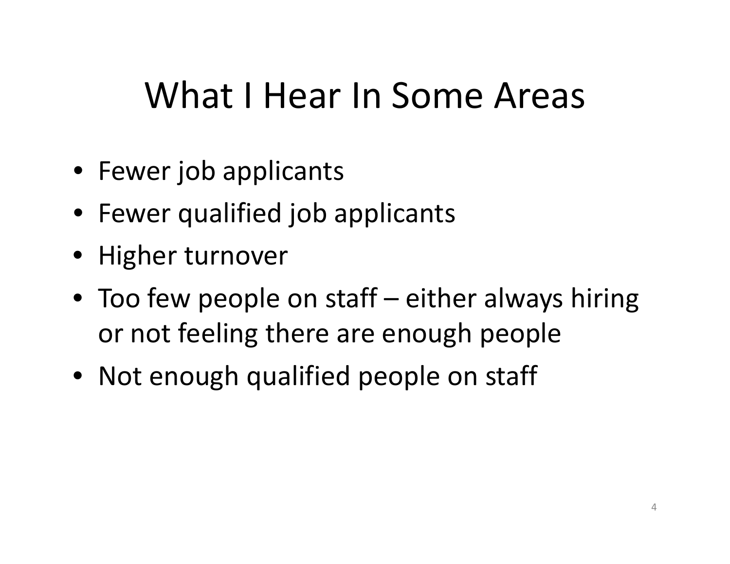# What I Hear In Some Areas

- Fewer job applicants
- Fewer qualified job applicants
- Higher turnover
- Too few people on staff – either always hiring or not feeling there are enough people
- Not enough qualified people on staff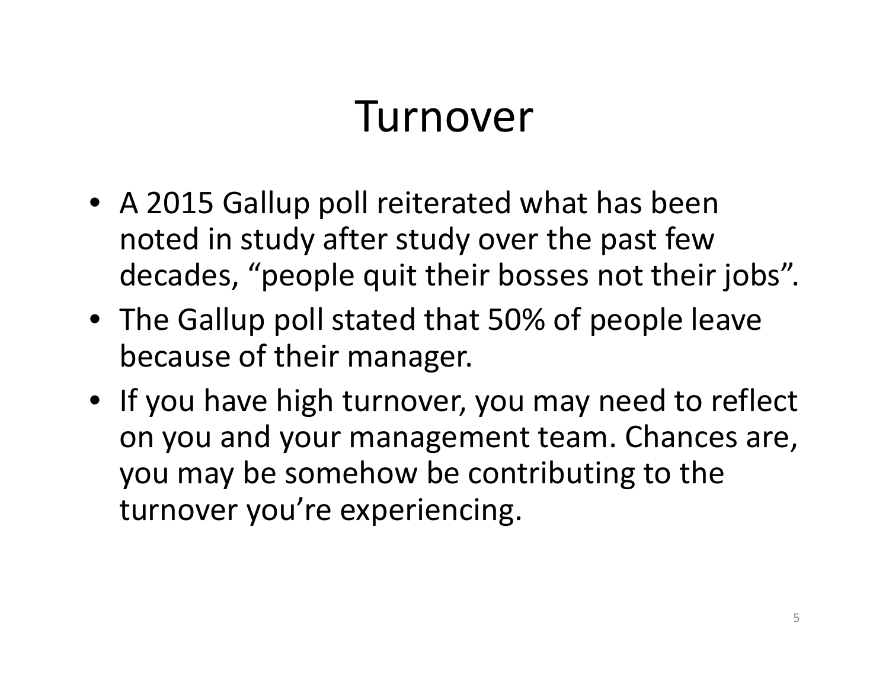# Turnover

- A 2015 Gallup poll reiterated what has been noted in study after study over the past few decades, “people quit their bosses not their jobs”.
- The Gallup poll stated that 50% of people leave because of their manager.
- If you have high turnover, you may need to reflect on you and your management team. Chances are, you may be somehow be contributing to the turnover you’re experiencing.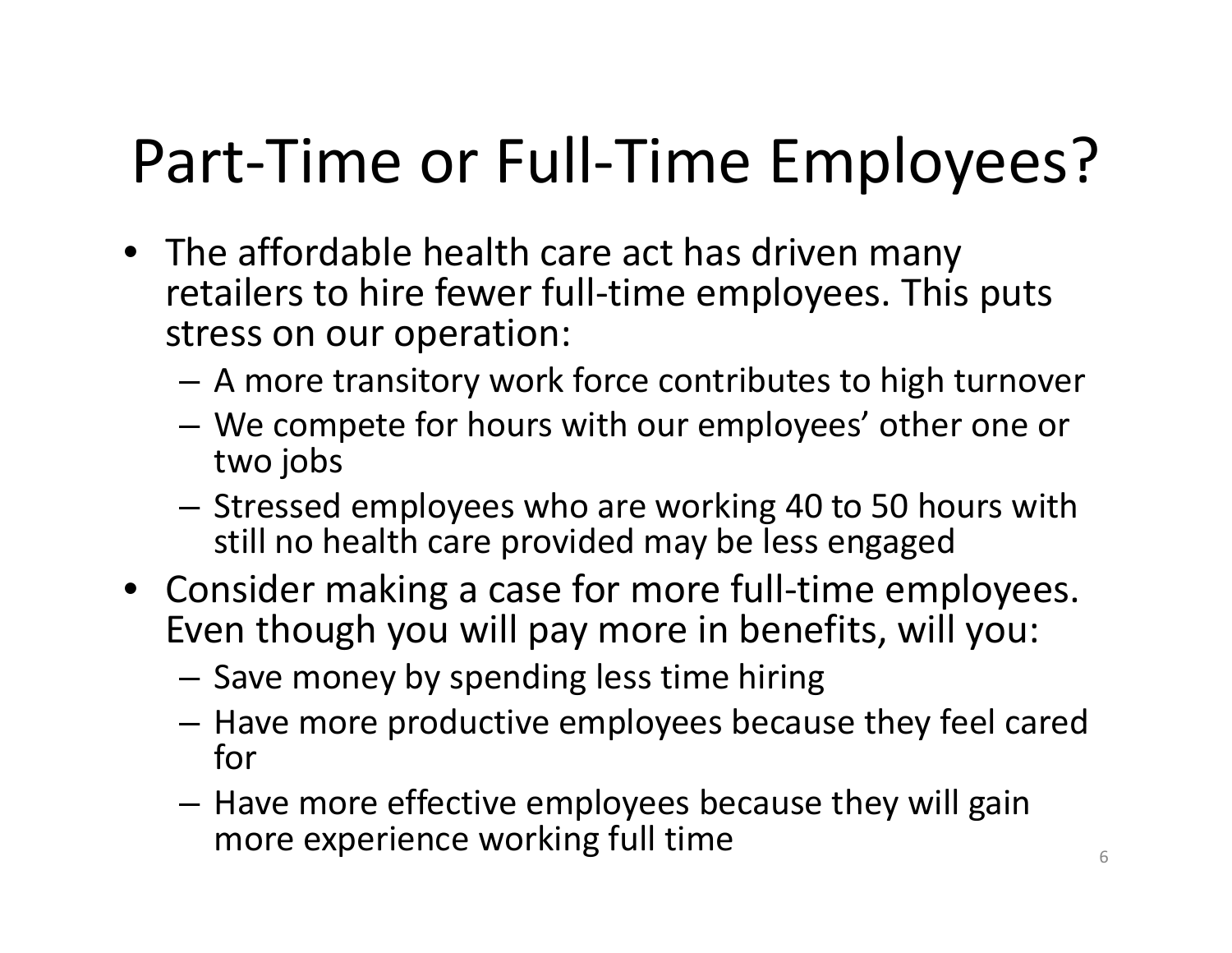# Part-Time or Full-Time Employees?

- The affordable health care act has driven many retailers to hire fewer full-time employees. This puts stress on our operation:
  - A more transitory work force contributes to high turnover
  - We compete for hours with our employees' other one or two jobs
  - Stressed employees who are working 40 to 50 hours with still no health care provided may be less engaged
- Consider making a case for more full-time employees. Even though you will pay more in benefits, will you:
  - Save money by spending less time hiring
  - Have more productive employees because they feel cared for
  - Have more effective employees because they will gain more experience working full time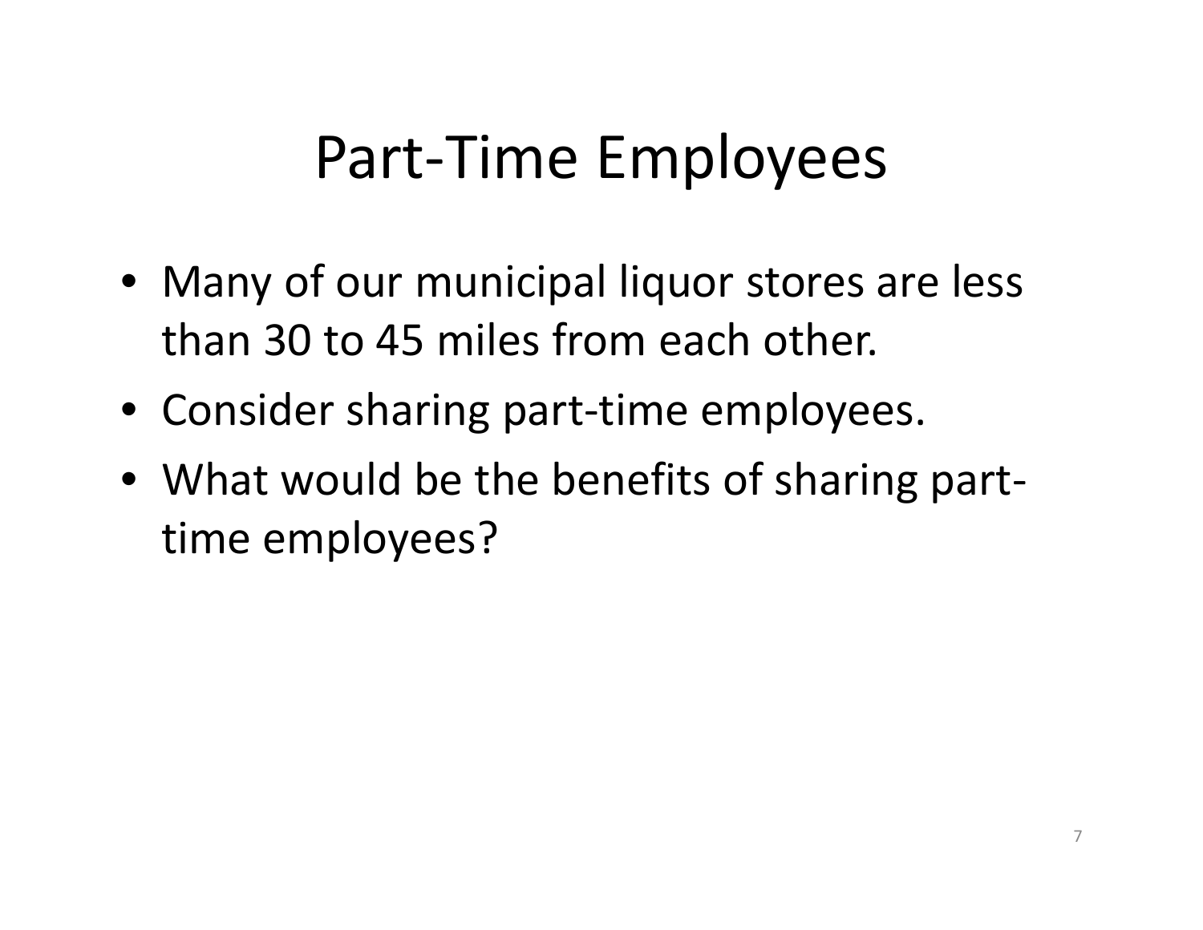# Part-Time Employees

- Many of our municipal liquor stores are less than 30 to 45 miles from each other.
- Consider sharing part-time employees.
- What would be the benefits of sharing part-time employees?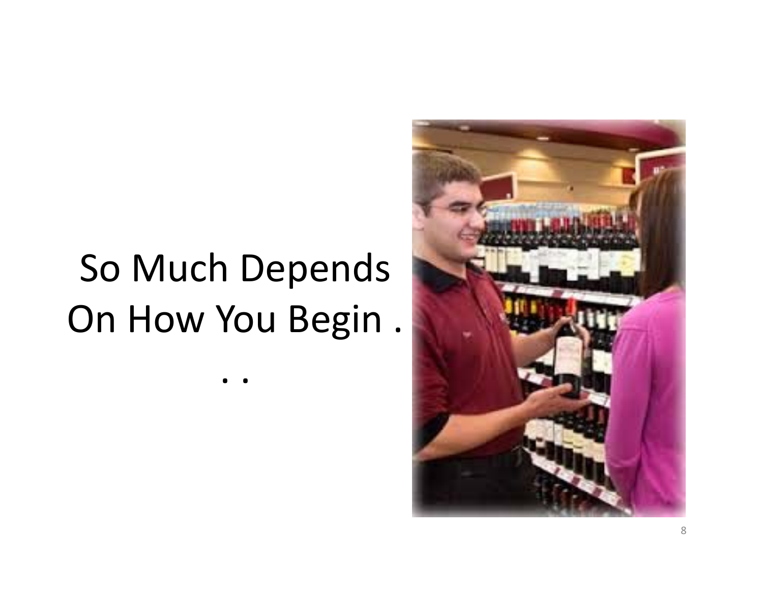# So Much Depends On How You Begin . . .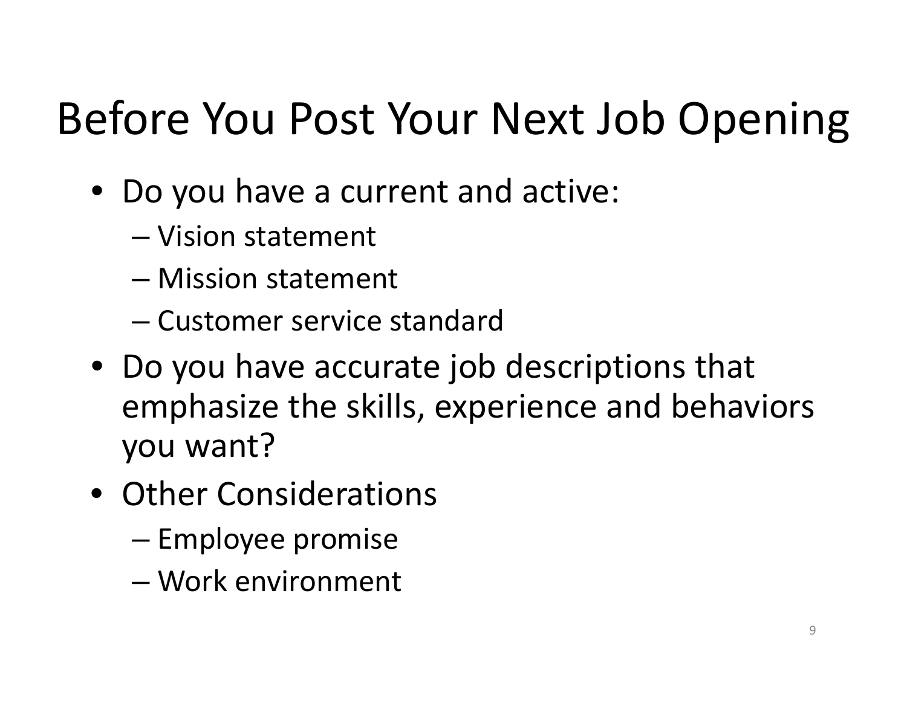# Before You Post Your Next Job Opening

- Do you have a current and active:
  - Vision statement
  - Mission statement
  - Customer service standard
- Do you have accurate job descriptions that emphasize the skills, experience and behaviors you want?
- Other Considerations
  - Employee promise
  - Work environment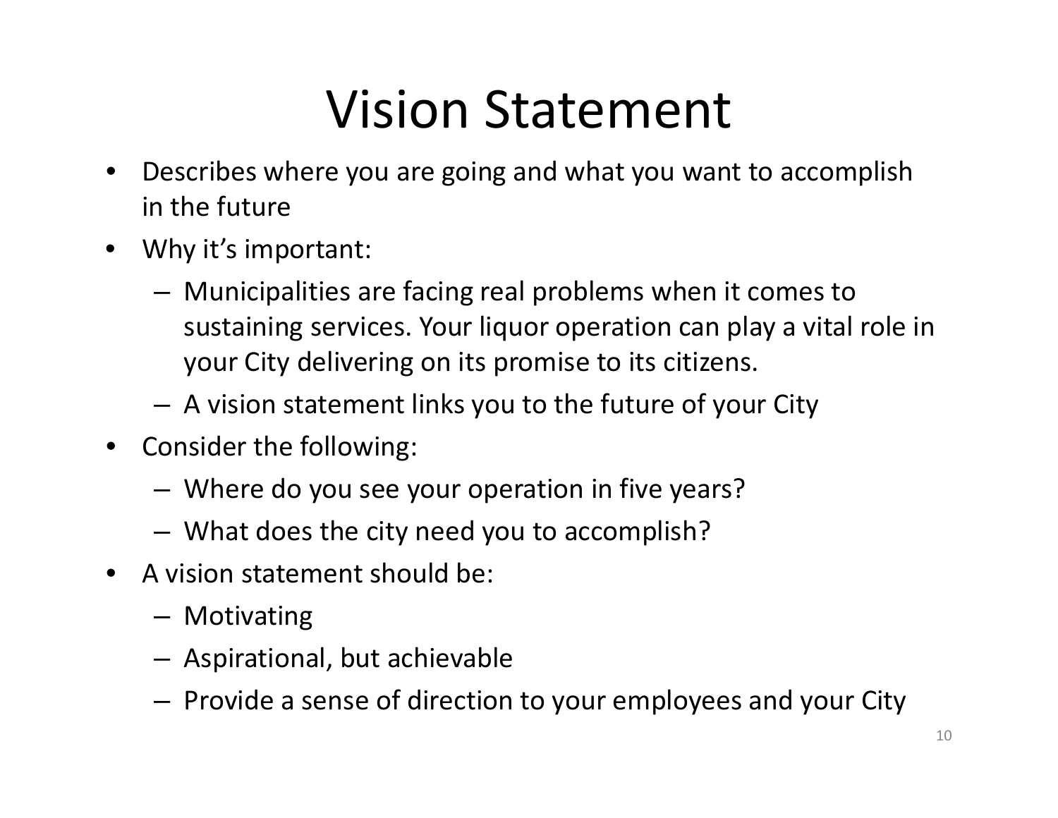# Vision Statement

- Describes where you are going and what you want to accomplish in the future
- Why it's important:
  - Municipalities are facing real problems when it comes to sustaining services. Your liquor operation can play a vital role in your City delivering on its promise to its citizens.
  - A vision statement links you to the future of your City
- Consider the following:
  - Where do you see your operation in five years?
  - What does the city need you to accomplish?
- A vision statement should be:
  - Motivating
  - Aspirational, but achievable
  - Provide a sense of direction to your employees and your City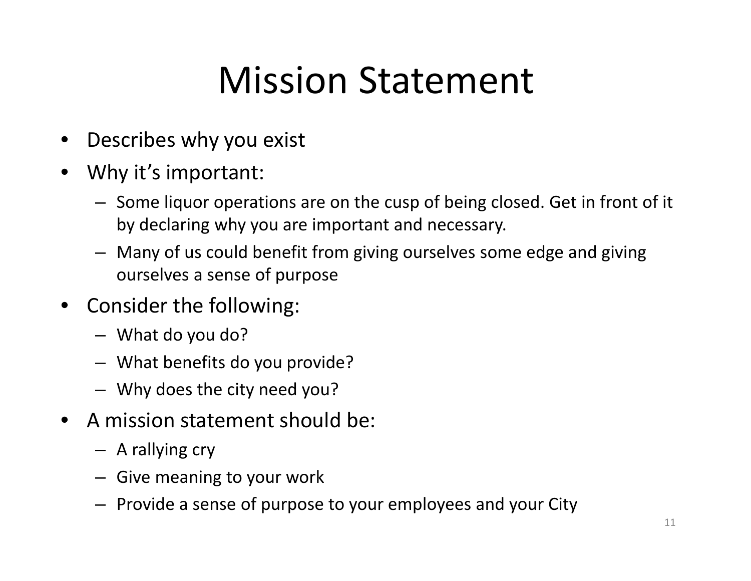# Mission Statement

- Describes why you exist
- Why it's important:
  - Some liquor operations are on the cusp of being closed. Get in front of it by declaring why you are important and necessary.
  - Many of us could benefit from giving ourselves some edge and giving ourselves a sense of purpose
- Consider the following:
  - What do you do?
  - What benefits do you provide?
  - Why does the city need you?
- A mission statement should be:
  - A rallying cry
  - Give meaning to your work
  - Provide a sense of purpose to your employees and your City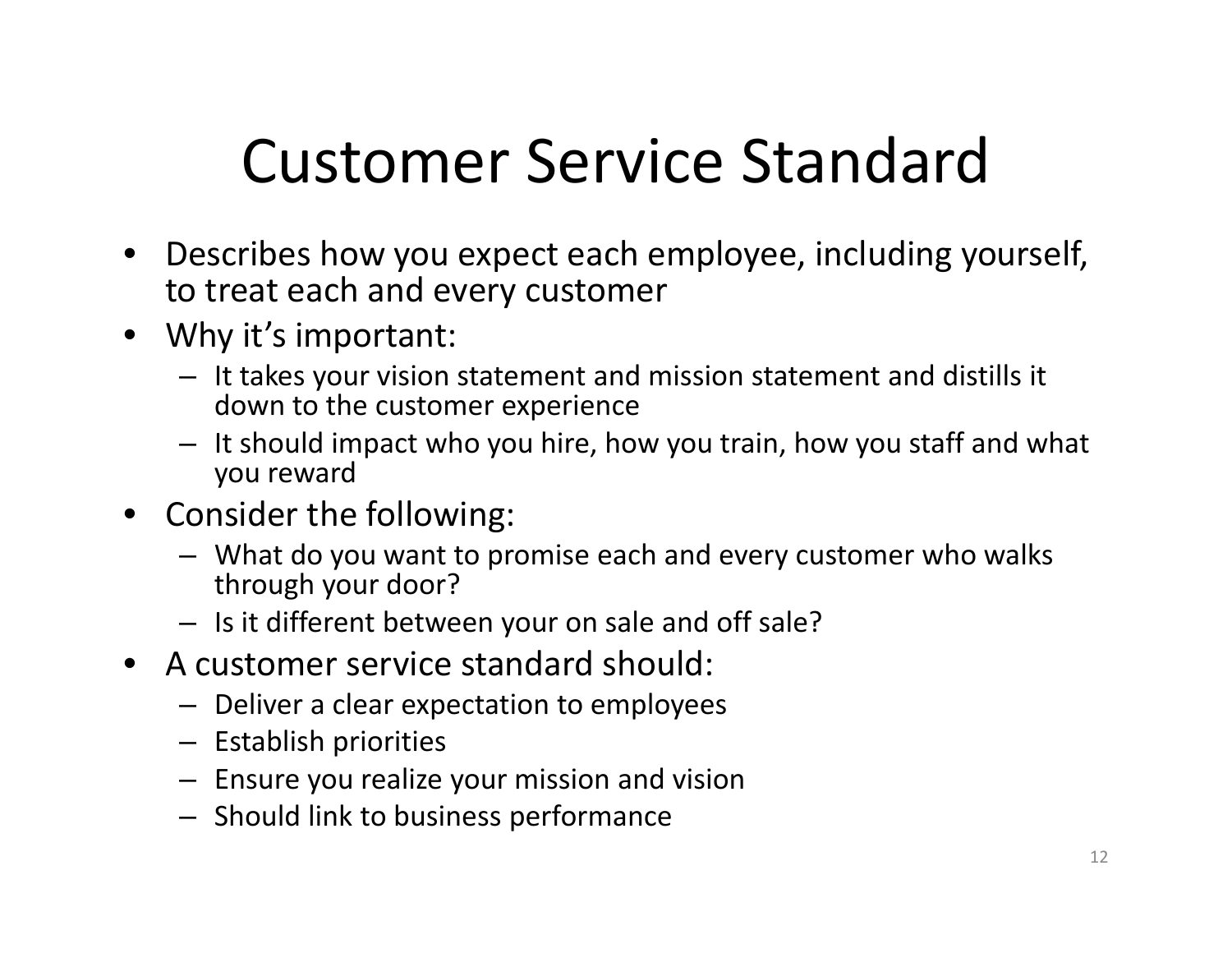# Customer Service Standard

- Describes how you expect each employee, including yourself, to treat each and every customer
- Why it's important:
  - It takes your vision statement and mission statement and distills it down to the customer experience
  - It should impact who you hire, how you train, how you staff and what you reward
- Consider the following:
  - What do you want to promise each and every customer who walks through your door?
  - Is it different between your on sale and off sale?
- A customer service standard should:
  - Deliver a clear expectation to employees
  - Establish priorities
  - Ensure you realize your mission and vision
  - Should link to business performance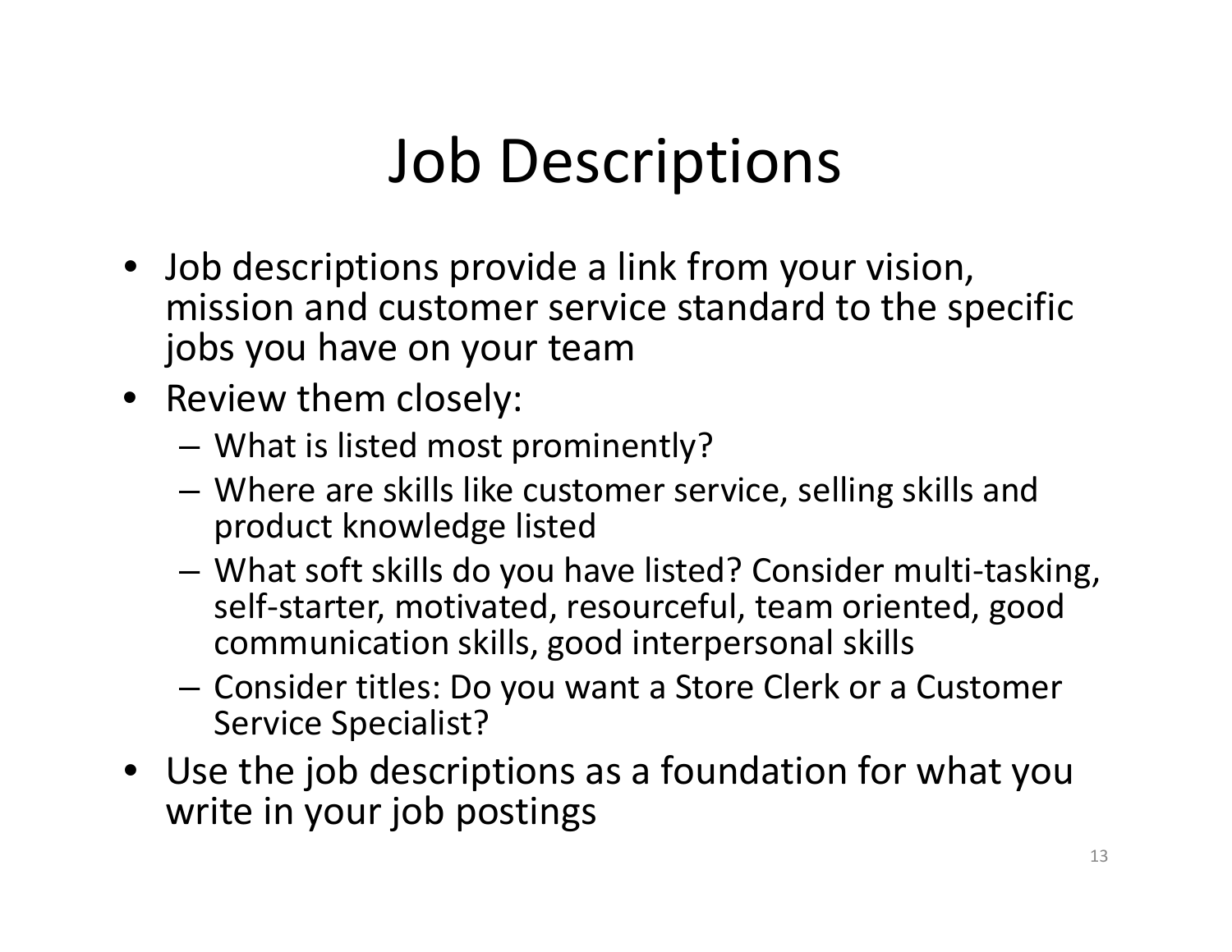# Job Descriptions

- Job descriptions provide a link from your vision, mission and customer service standard to the specific jobs you have on your team
- Review them closely:
  - What is listed most prominently?
  - Where are skills like customer service, selling skills and product knowledge listed
  - What soft skills do you have listed? Consider multi-tasking, self-starter, motivated, resourceful, team oriented, good communication skills, good interpersonal skills
  - Consider titles: Do you want a Store Clerk or a Customer Service Specialist?
- Use the job descriptions as a foundation for what you write in your job postings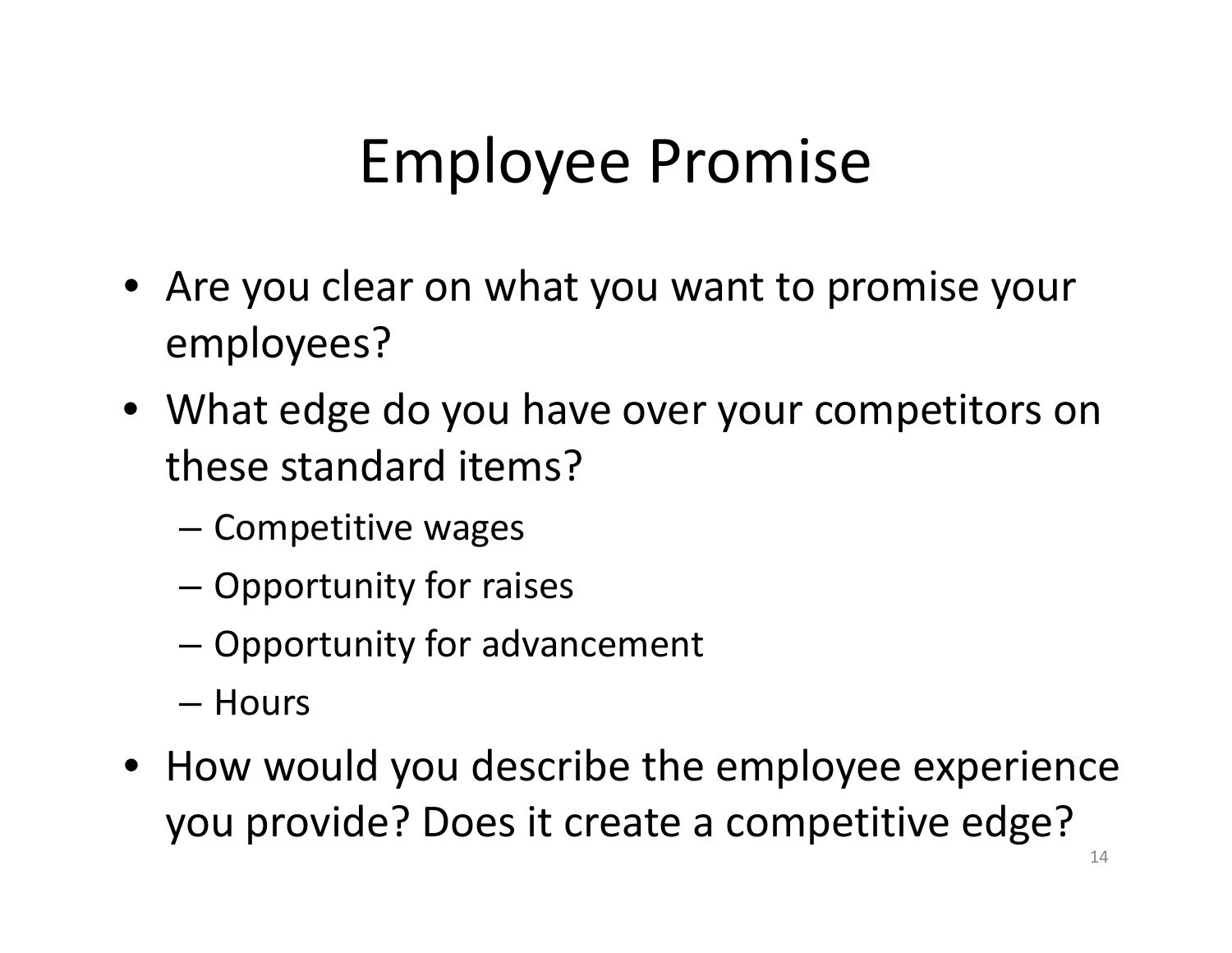# Employee Promise

- Are you clear on what you want to promise your employees?
- What edge do you have over your competitors on these standard items?
  - Competitive wages
  - Opportunity for raises
  - Opportunity for advancement
  - Hours
- How would you describe the employee experience you provide? Does it create a competitive edge?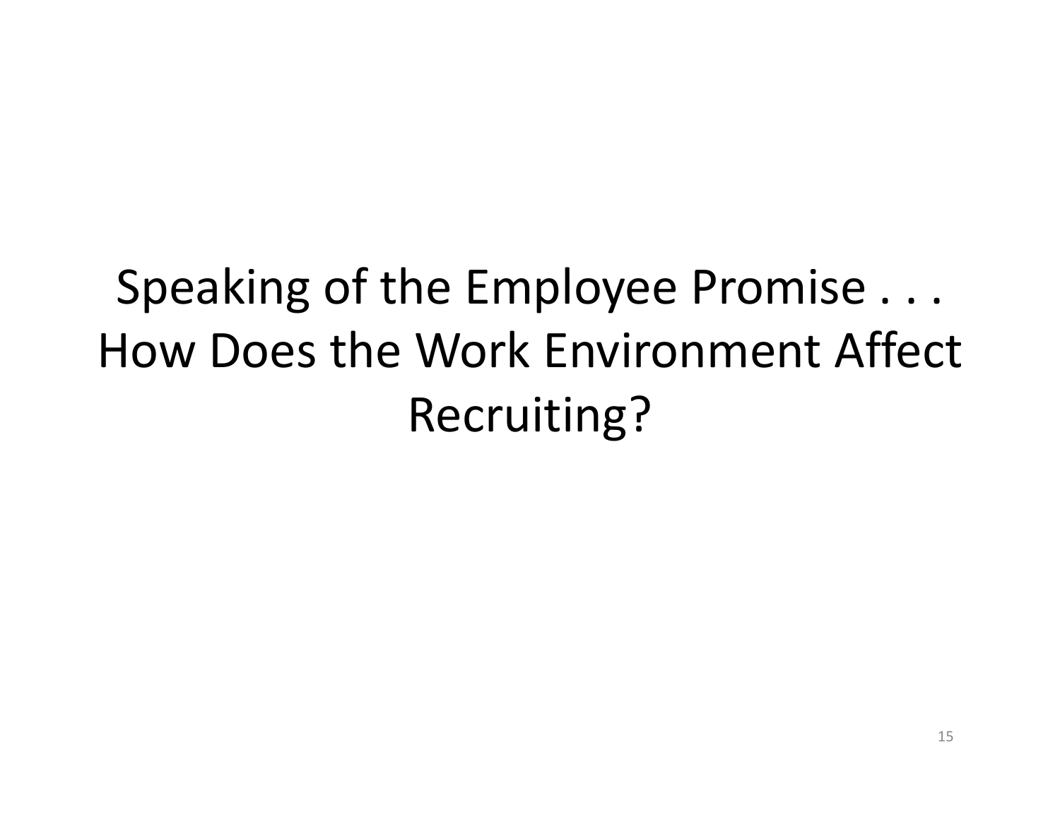# Speaking of the Employee Promise . . . How Does the Work Environment Affect Recruiting?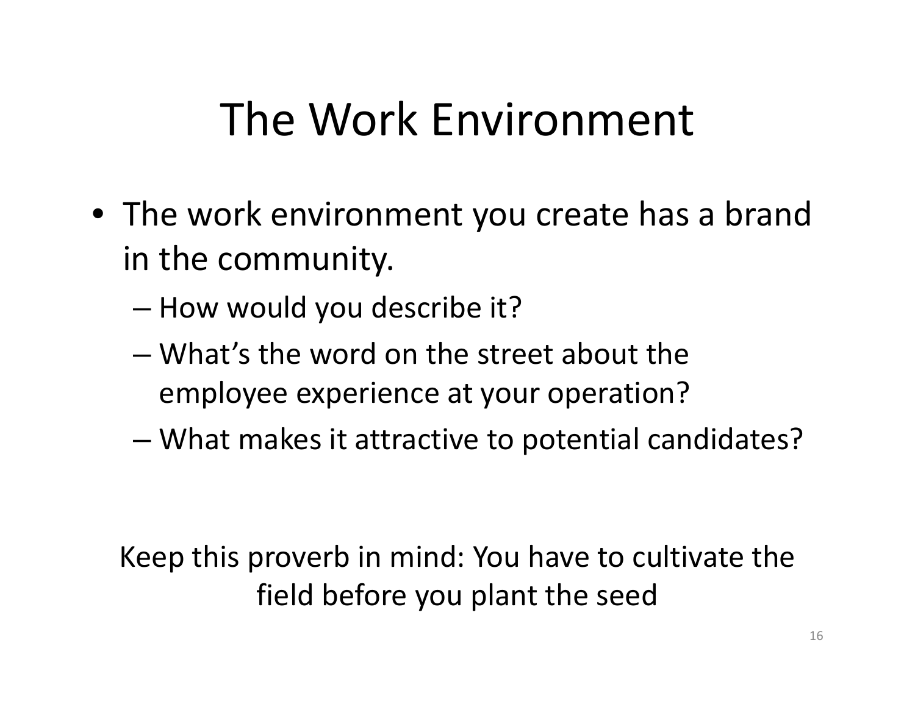# The Work Environment

- The work environment you create has a brand in the community.
  - How would you describe it?
  - What's the word on the street about the employee experience at your operation?
  - What makes it attractive to potential candidates?

Keep this proverb in mind: You have to cultivate the field before you plant the seed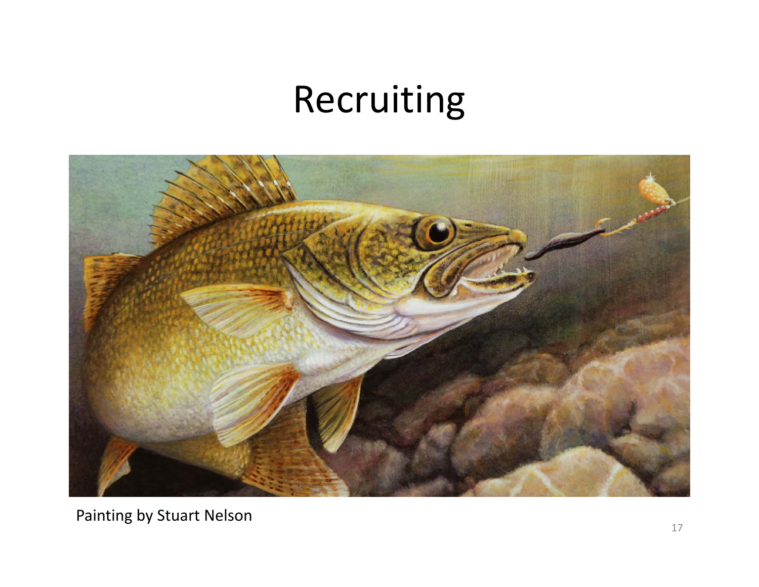# Recruiting

Painting by Stuart Nelson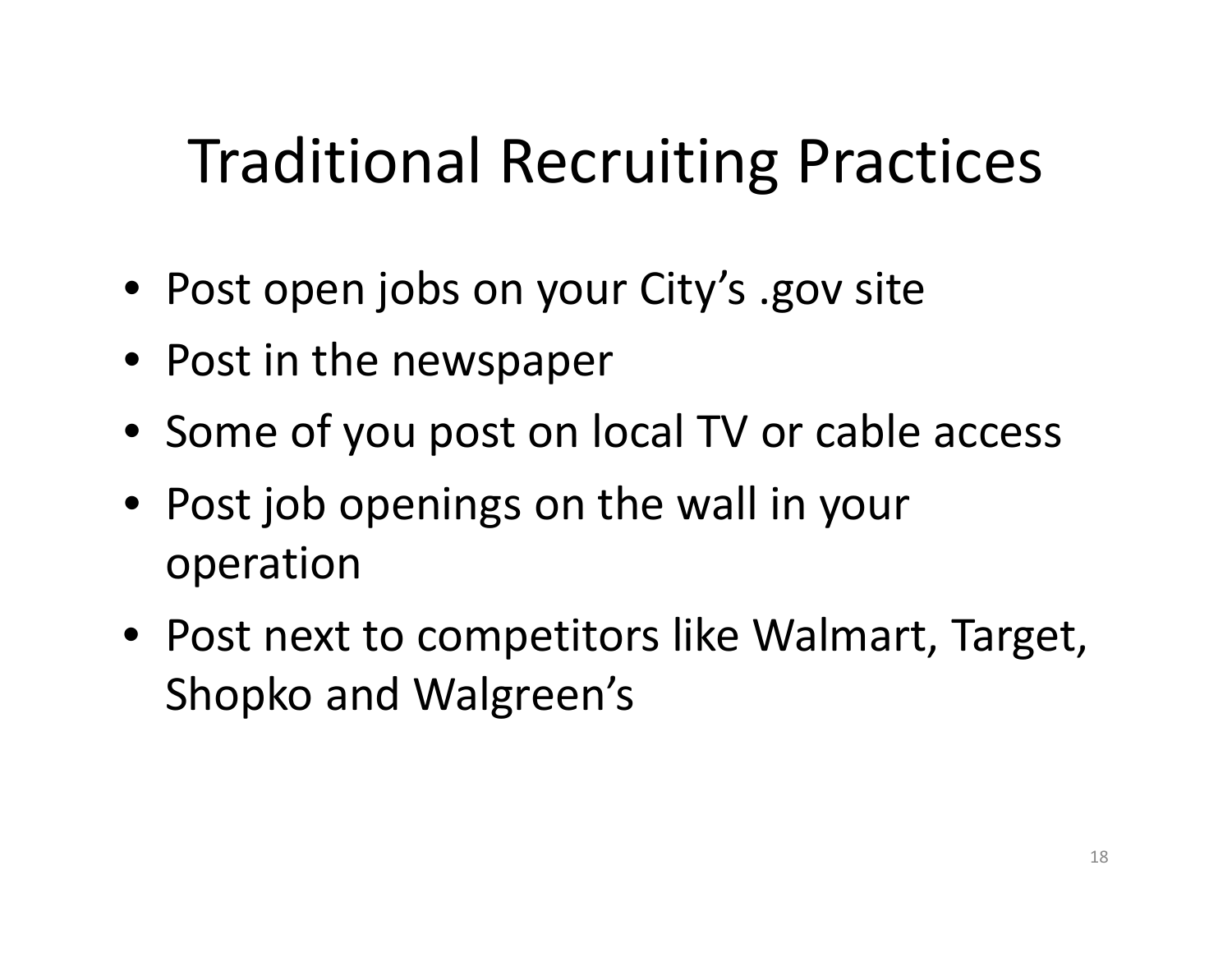# Traditional Recruiting Practices

- Post open jobs on your City's .gov site
- Post in the newspaper
- Some of you post on local TV or cable access
- Post job openings on the wall in your operation
- Post next to competitors like Walmart, Target, Shopko and Walgreen's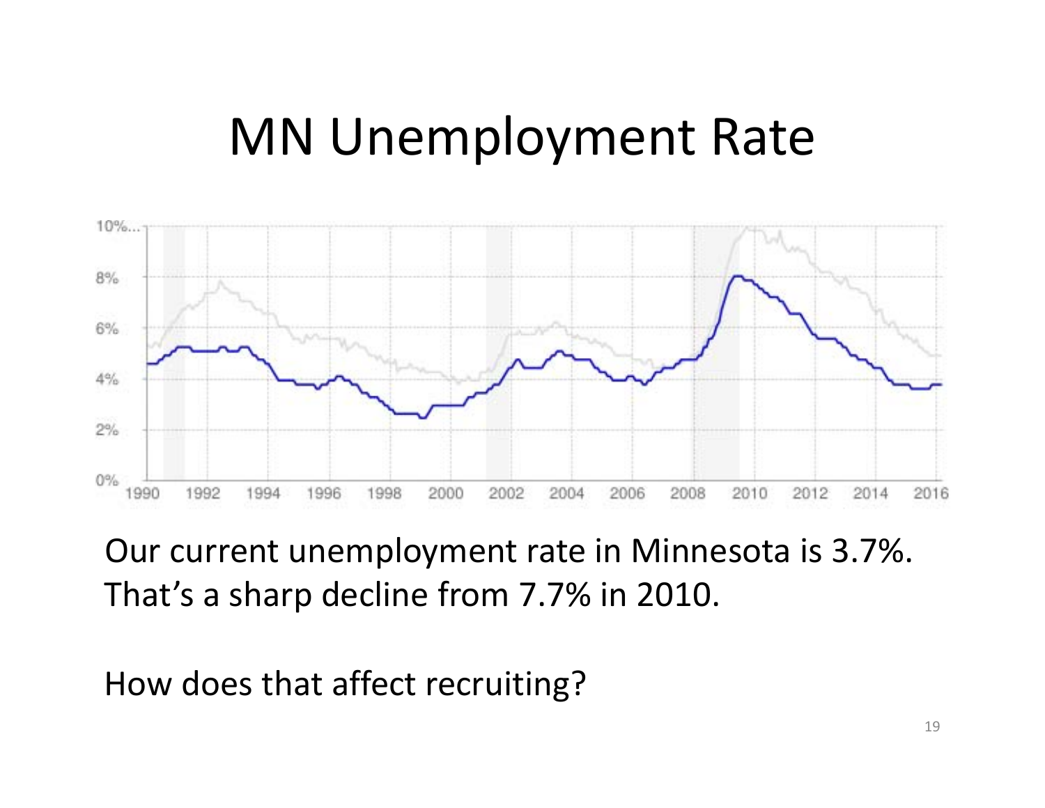# MN Unemployment Rate

Our current unemployment rate in Minnesota is 3.7%. That's a sharp decline from 7.7% in 2010.

How does that affect recruiting?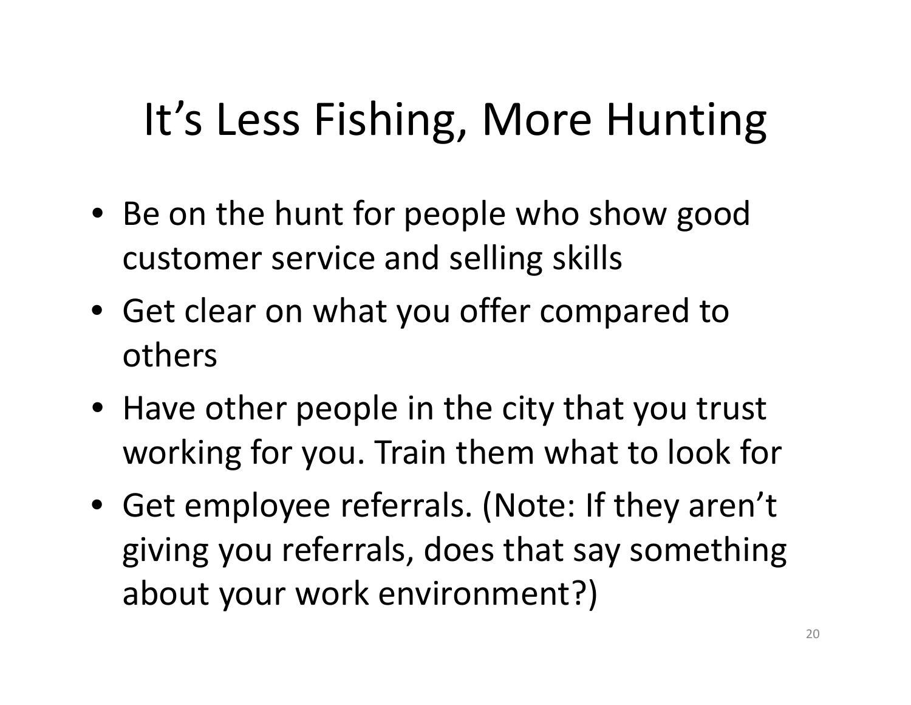# It's Less Fishing, More Hunting

- Be on the hunt for people who show good customer service and selling skills
- Get clear on what you offer compared to others
- Have other people in the city that you trust working for you. Train them what to look for
- Get employee referrals. (Note: If they aren't giving you referrals, does that say something about your work environment?)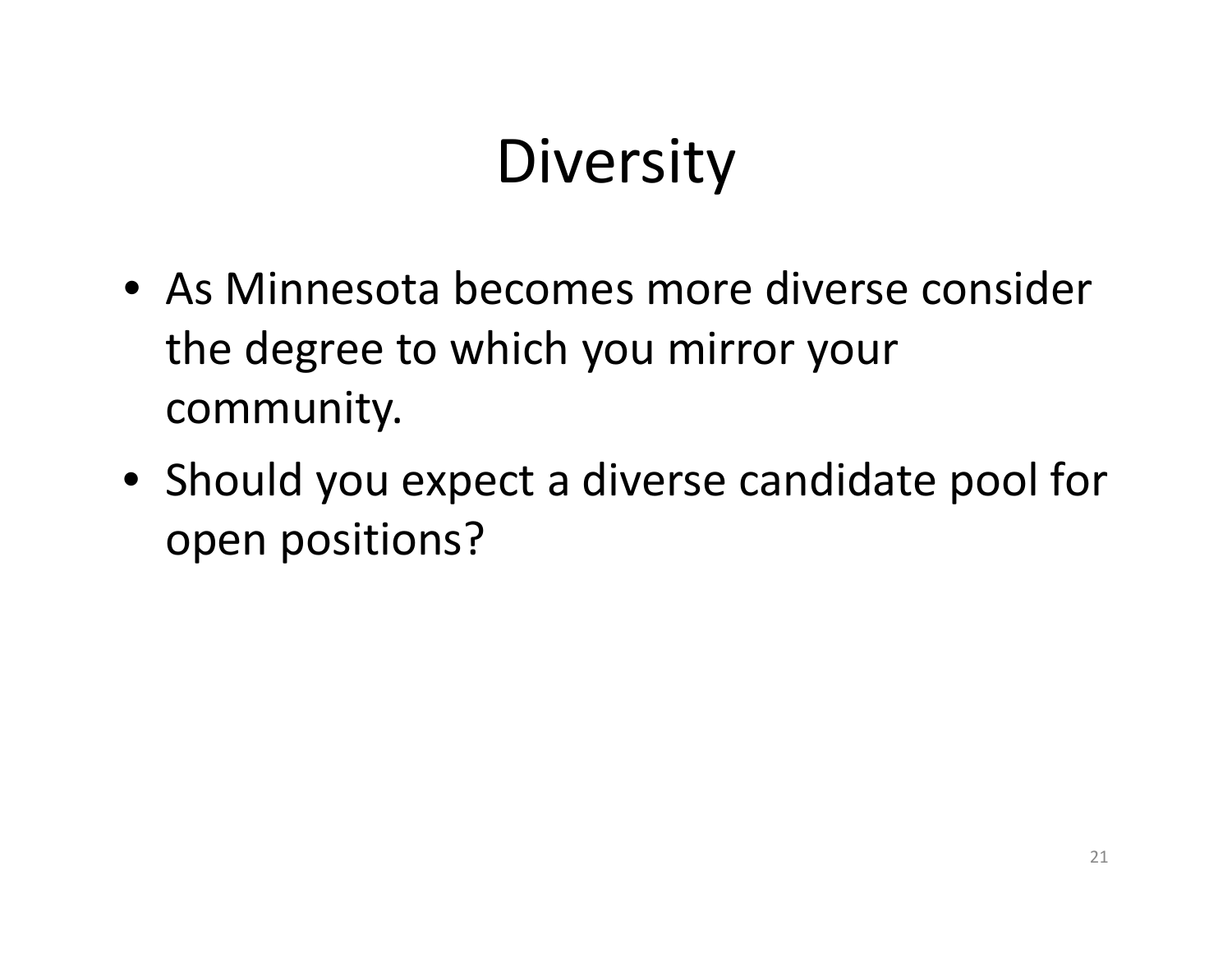# Diversity

- As Minnesota becomes more diverse consider the degree to which you mirror your community.
- Should you expect a diverse candidate pool for open positions?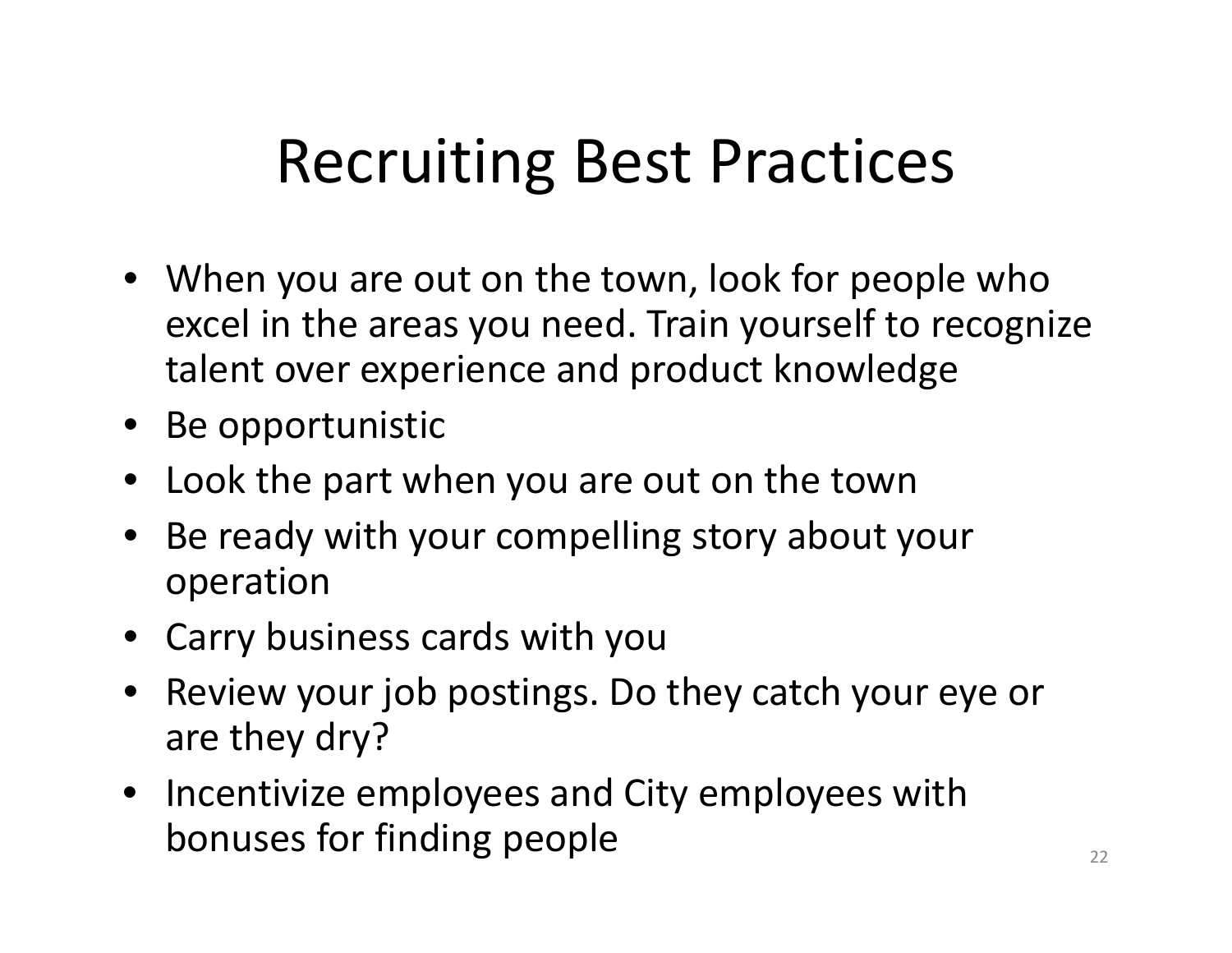# Recruiting Best Practices

- When you are out on the town, look for people who excel in the areas you need. Train yourself to recognize talent over experience and product knowledge
- Be opportunistic
- Look the part when you are out on the town
- Be ready with your compelling story about your operation
- Carry business cards with you
- Review your job postings. Do they catch your eye or are they dry?
- Incentivize employees and City employees with bonuses for finding people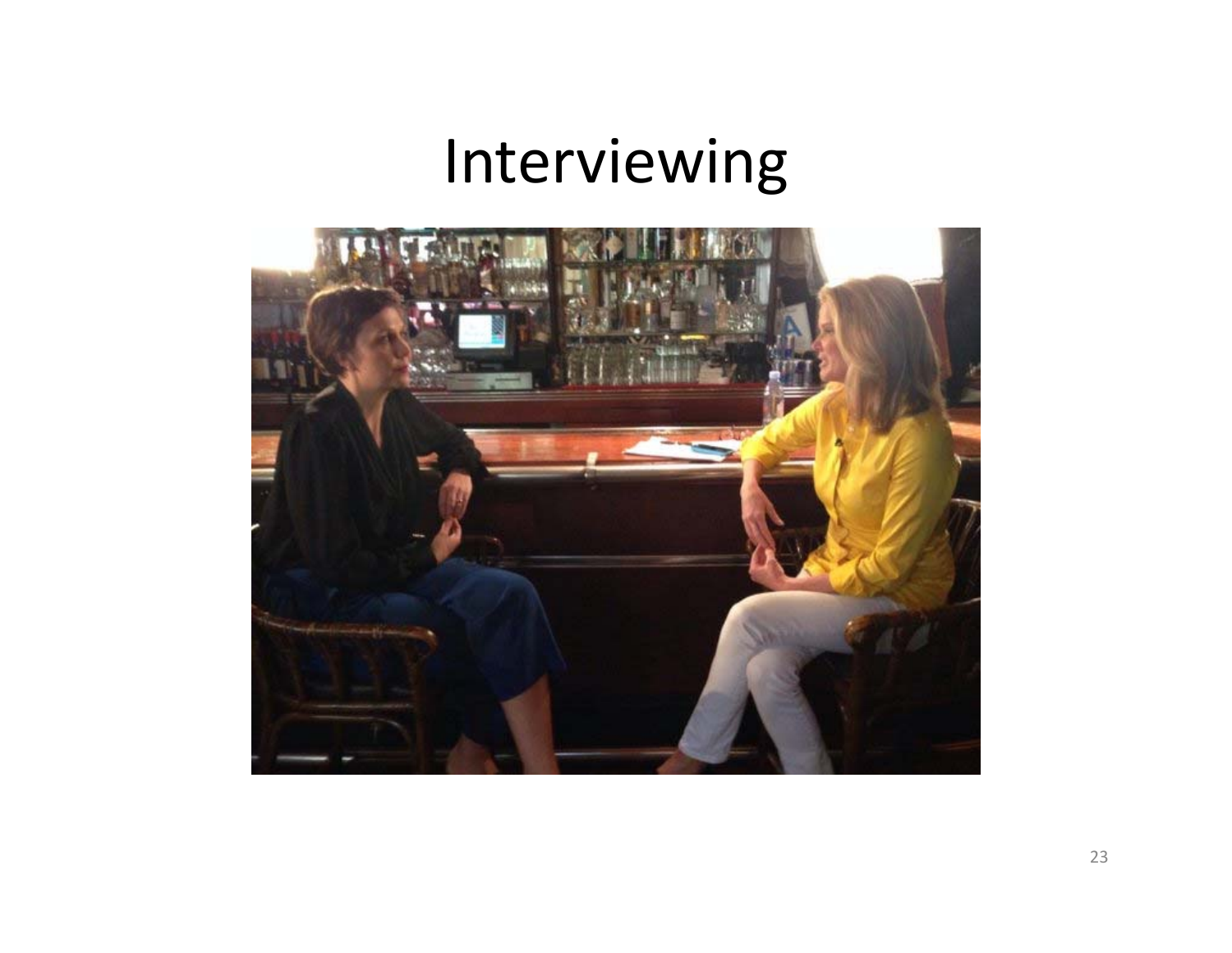# Interviewing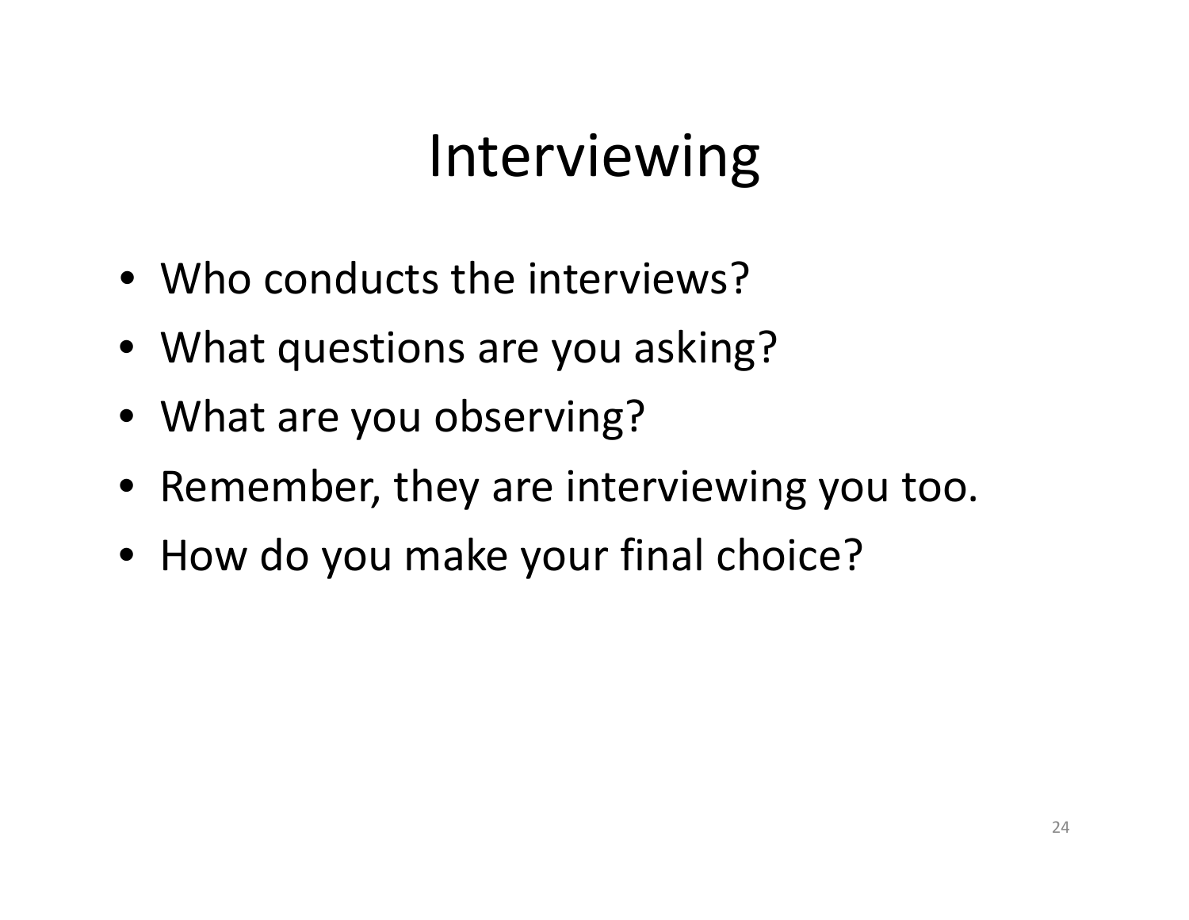# Interviewing

- Who conducts the interviews?
- What questions are you asking?
- What are you observing?
- Remember, they are interviewing you too.
- How do you make your final choice?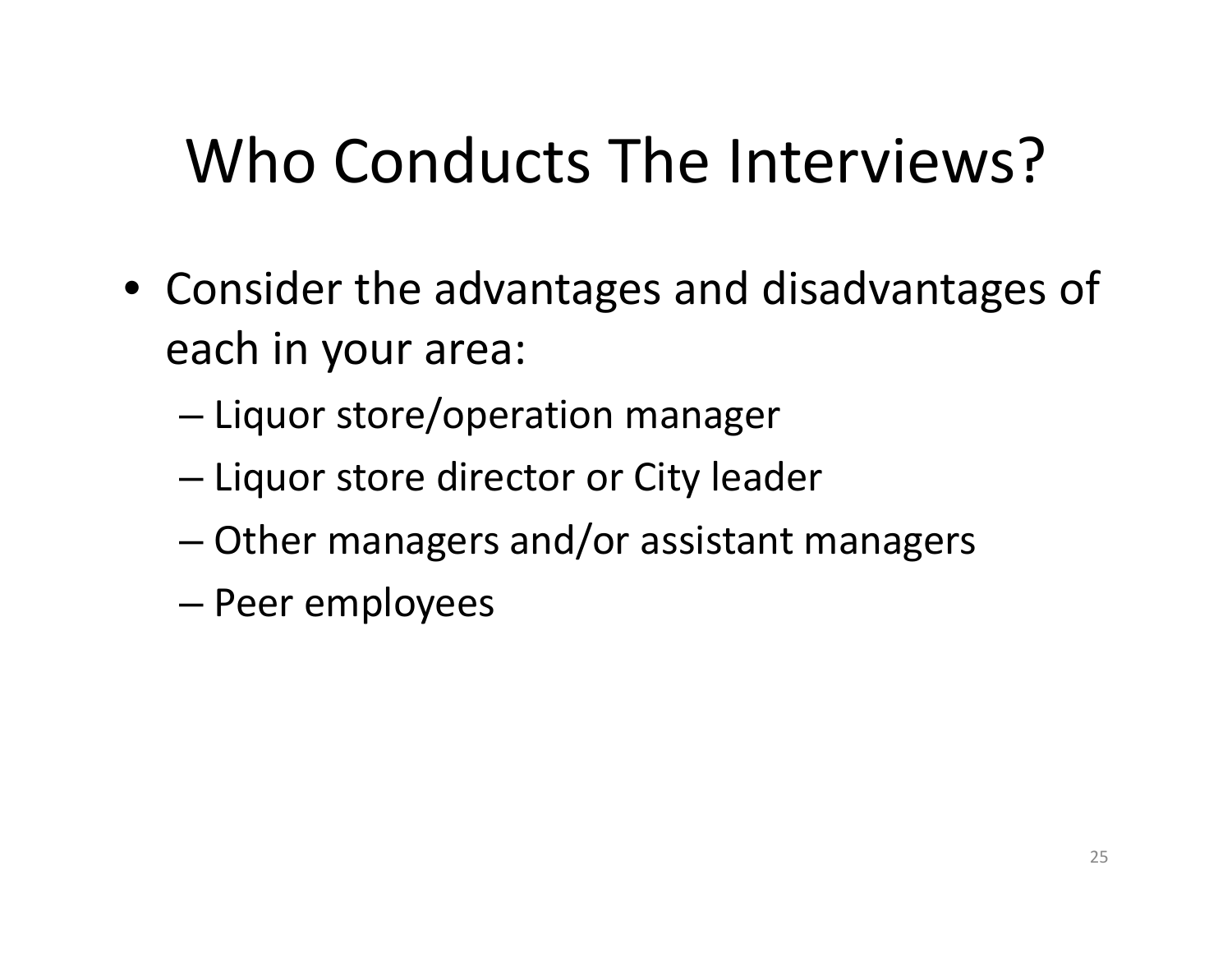# Who Conducts The Interviews?

- Consider the advantages and disadvantages of each in your area:
  - Liquor store/operation manager
  - Liquor store director or City leader
  - Other managers and/or assistant managers
  - Peer employees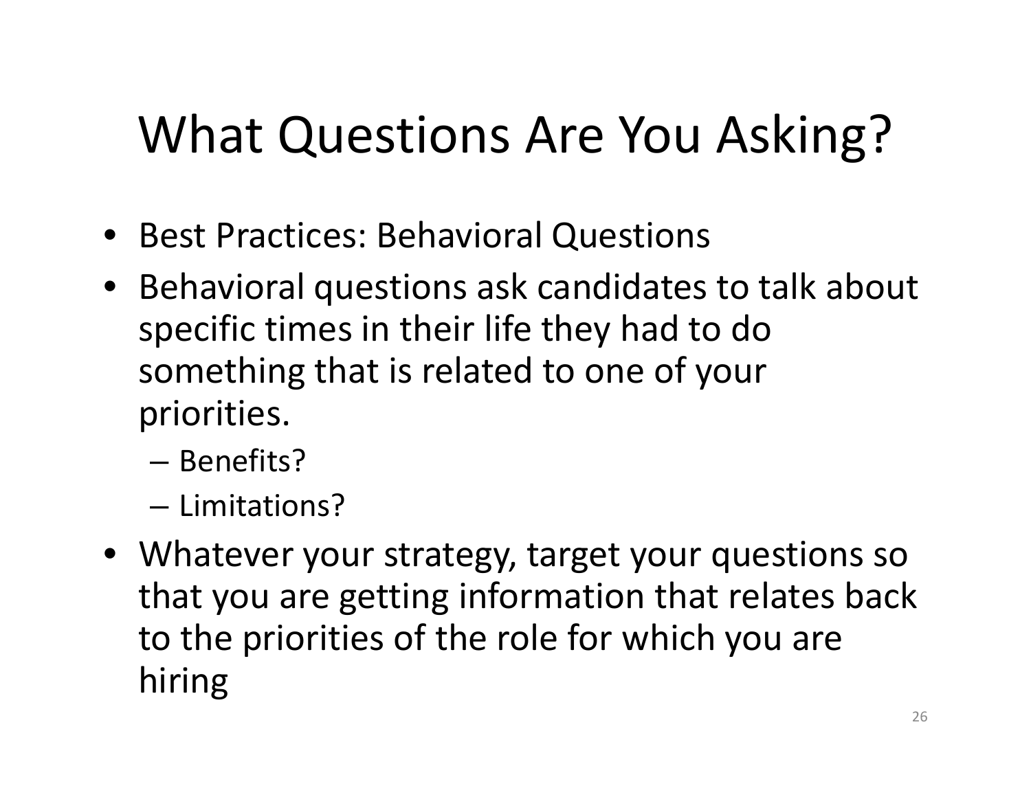# What Questions Are You Asking?

- Best Practices: Behavioral Questions
- Behavioral questions ask candidates to talk about specific times in their life they had to do something that is related to one of your priorities.
  - Benefits?
  - Limitations?
- Whatever your strategy, target your questions so that you are getting information that relates back to the priorities of the role for which you are hiring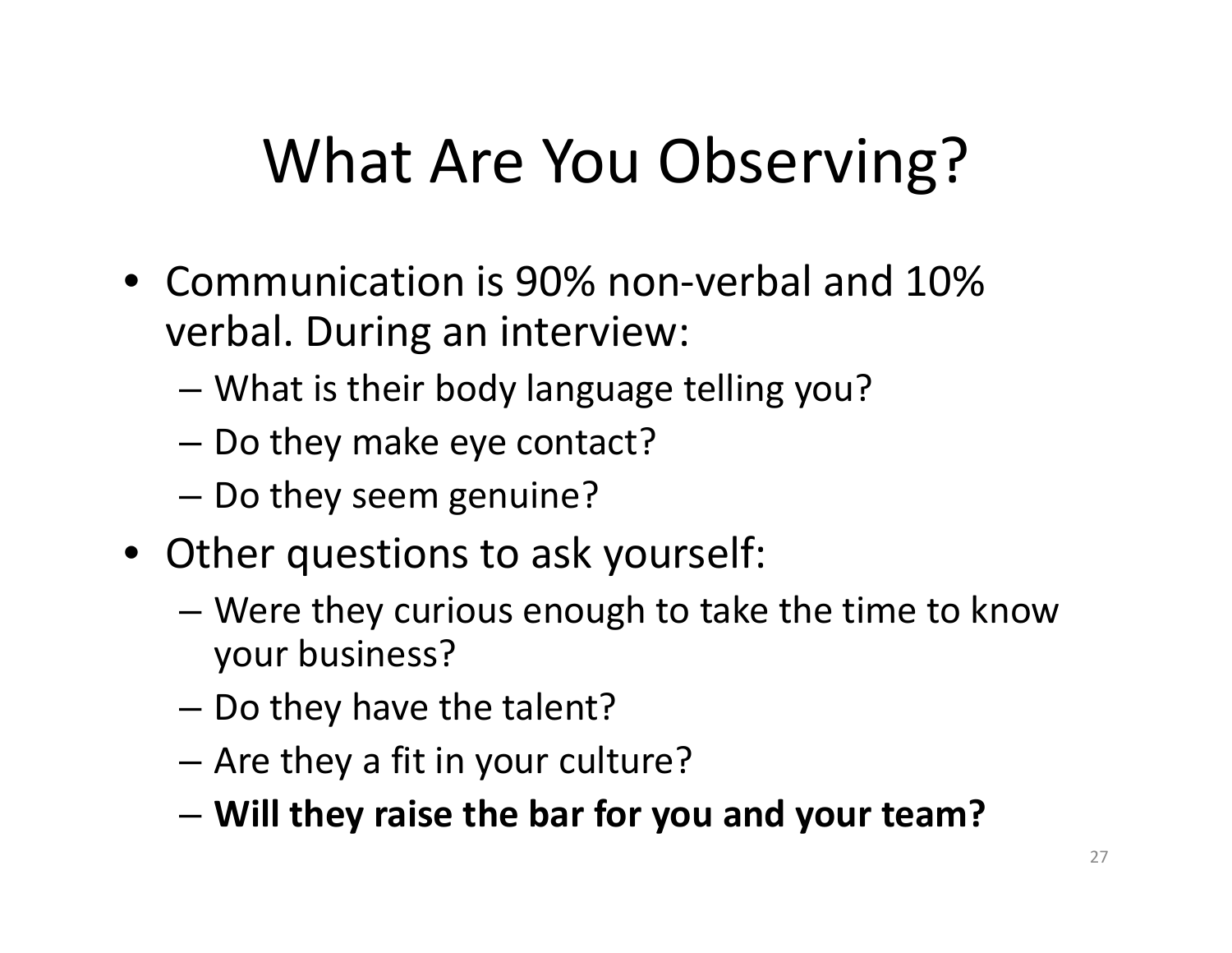# What Are You Observing?

- Communication is 90% non-verbal and 10% verbal. During an interview:
  - What is their body language telling you?
  - Do they make eye contact?
  - Do they seem genuine?
- Other questions to ask yourself:
  - Were they curious enough to take the time to know your business?
  - Do they have the talent?
  - Are they a fit in your culture?
  - **Will they raise the bar for you and your team?**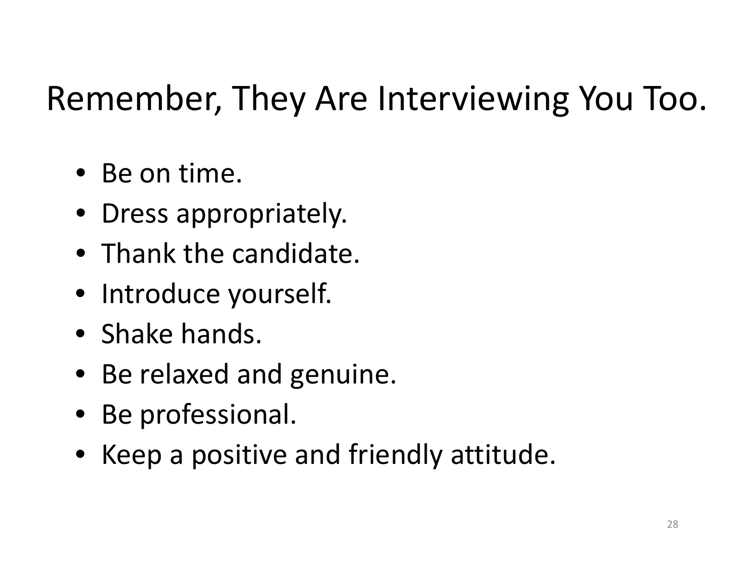# Remember, They Are Interviewing You Too.

- Be on time.
- Dress appropriately.
- Thank the candidate.
- Introduce yourself.
- Shake hands.
- Be relaxed and genuine.
- Be professional.
- Keep a positive and friendly attitude.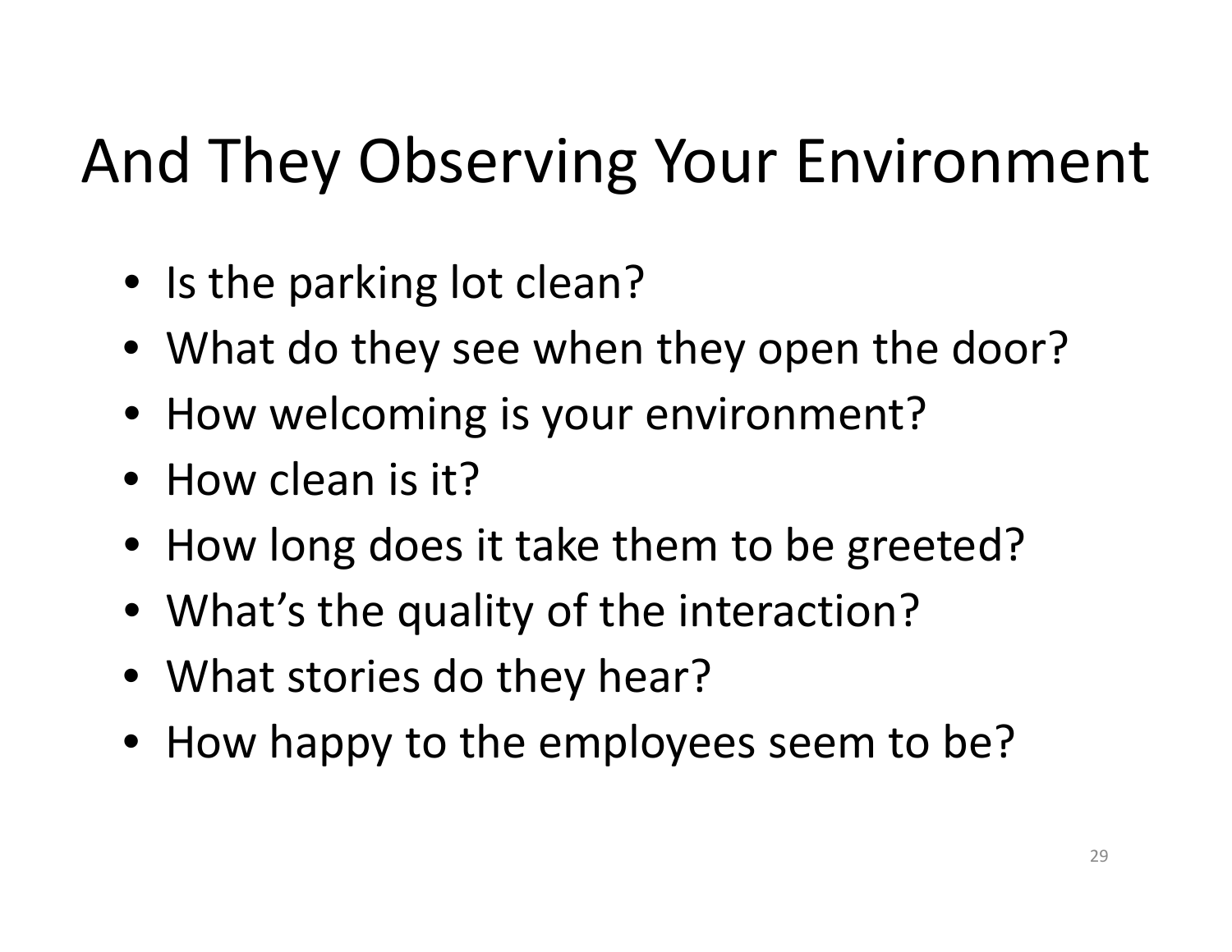# And They Observing Your Environment

- Is the parking lot clean?
- What do they see when they open the door?
- How welcoming is your environment?
- How clean is it?
- How long does it take them to be greeted?
- What's the quality of the interaction?
- What stories do they hear?
- How happy to the employees seem to be?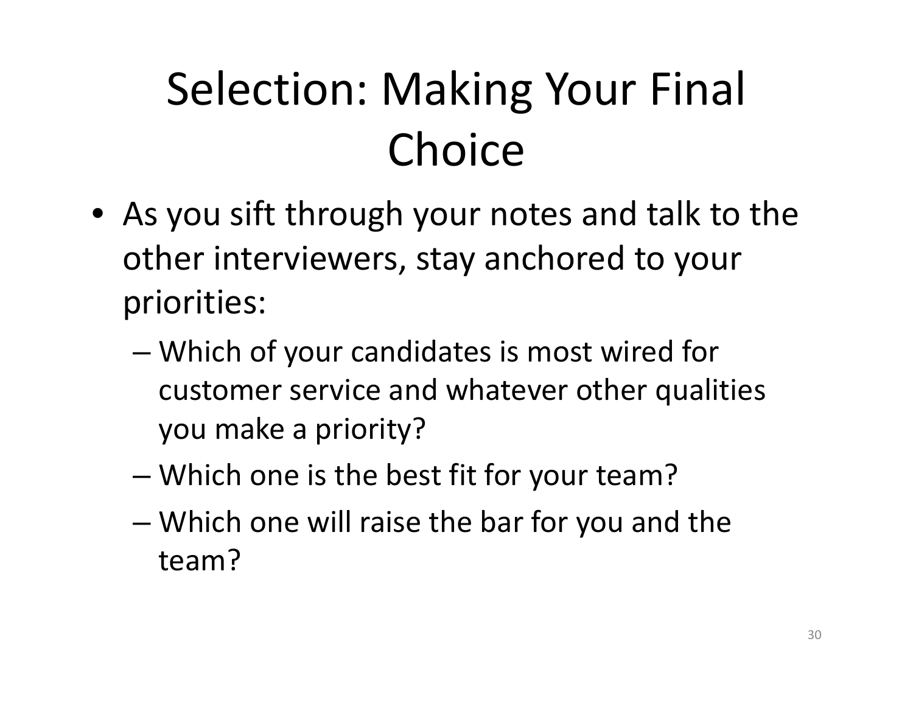# Selection: Making Your Final Choice

- As you sift through your notes and talk to the other interviewers, stay anchored to your priorities:
  - Which of your candidates is most wired for customer service and whatever other qualities you make a priority?
  - Which one is the best fit for your team?
  - Which one will raise the bar for you and the team?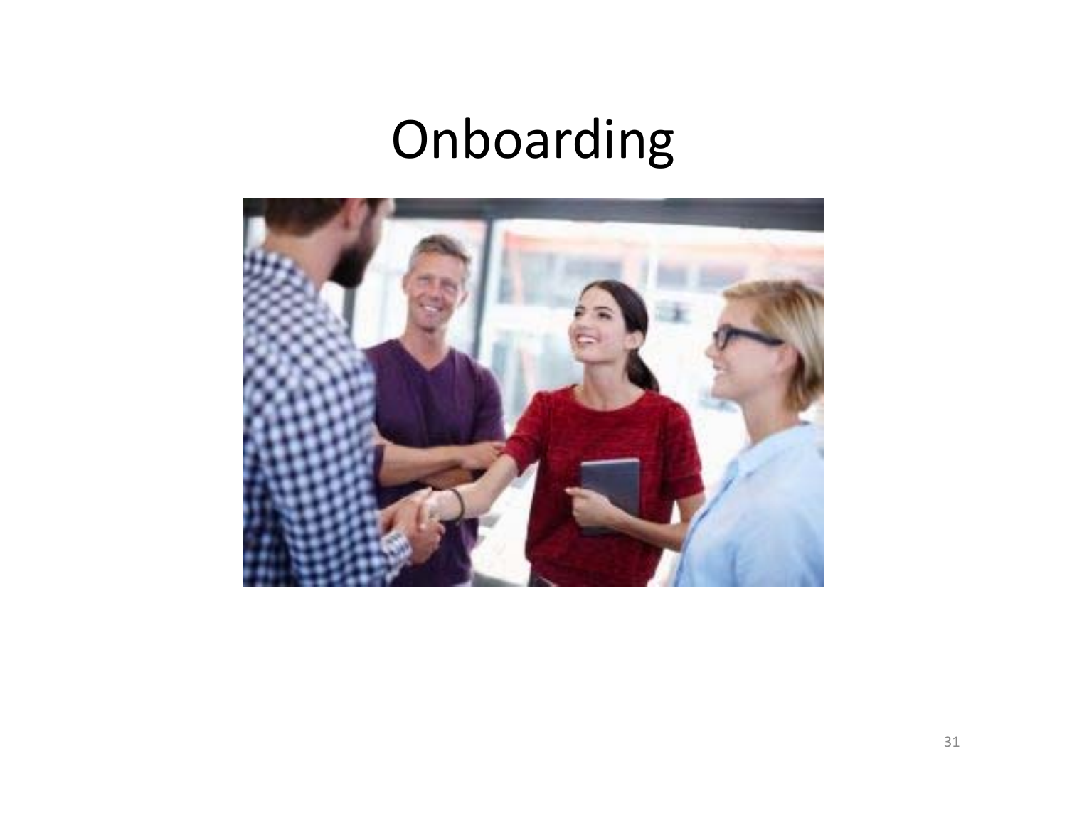# Onboarding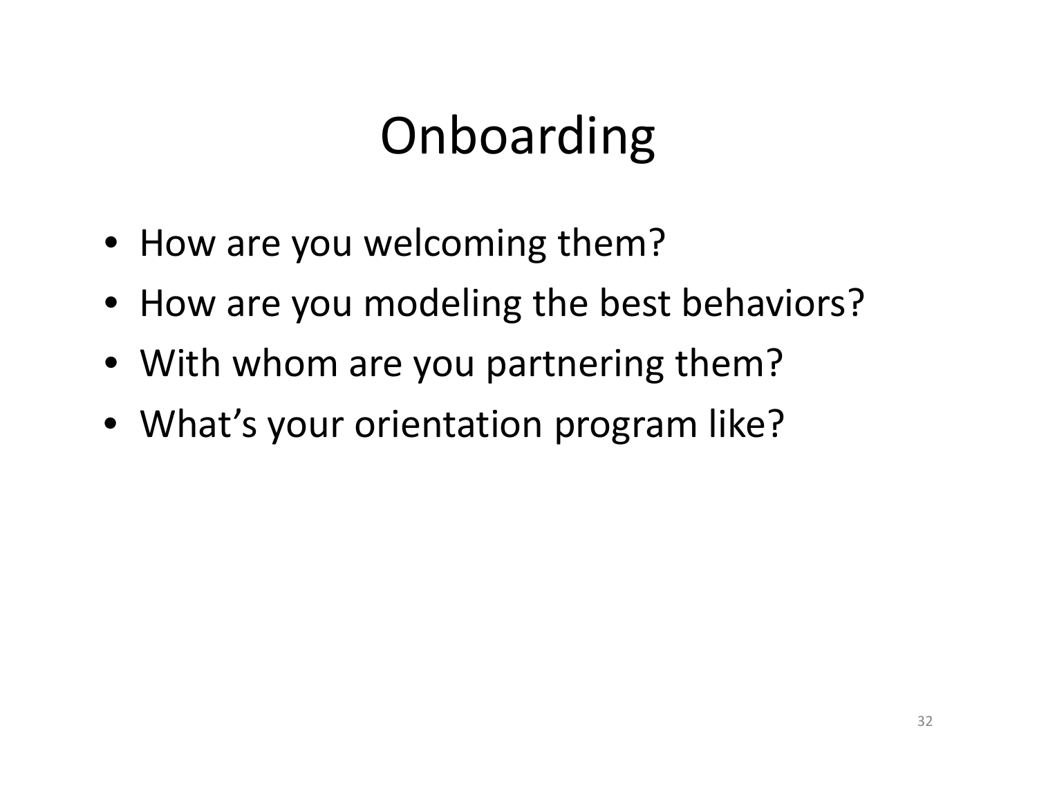# Onboarding

- How are you welcoming them?
- How are you modeling the best behaviors?
- With whom are you partnering them?
- What's your orientation program like?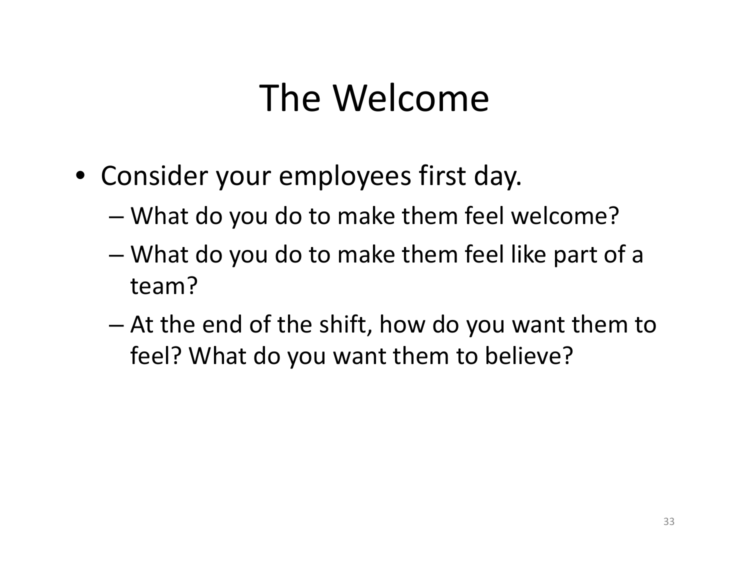# The Welcome

- Consider your employees first day.
  - What do you do to make them feel welcome?
  - What do you do to make them feel like part of a team?
  - At the end of the shift, how do you want them to feel? What do you want them to believe?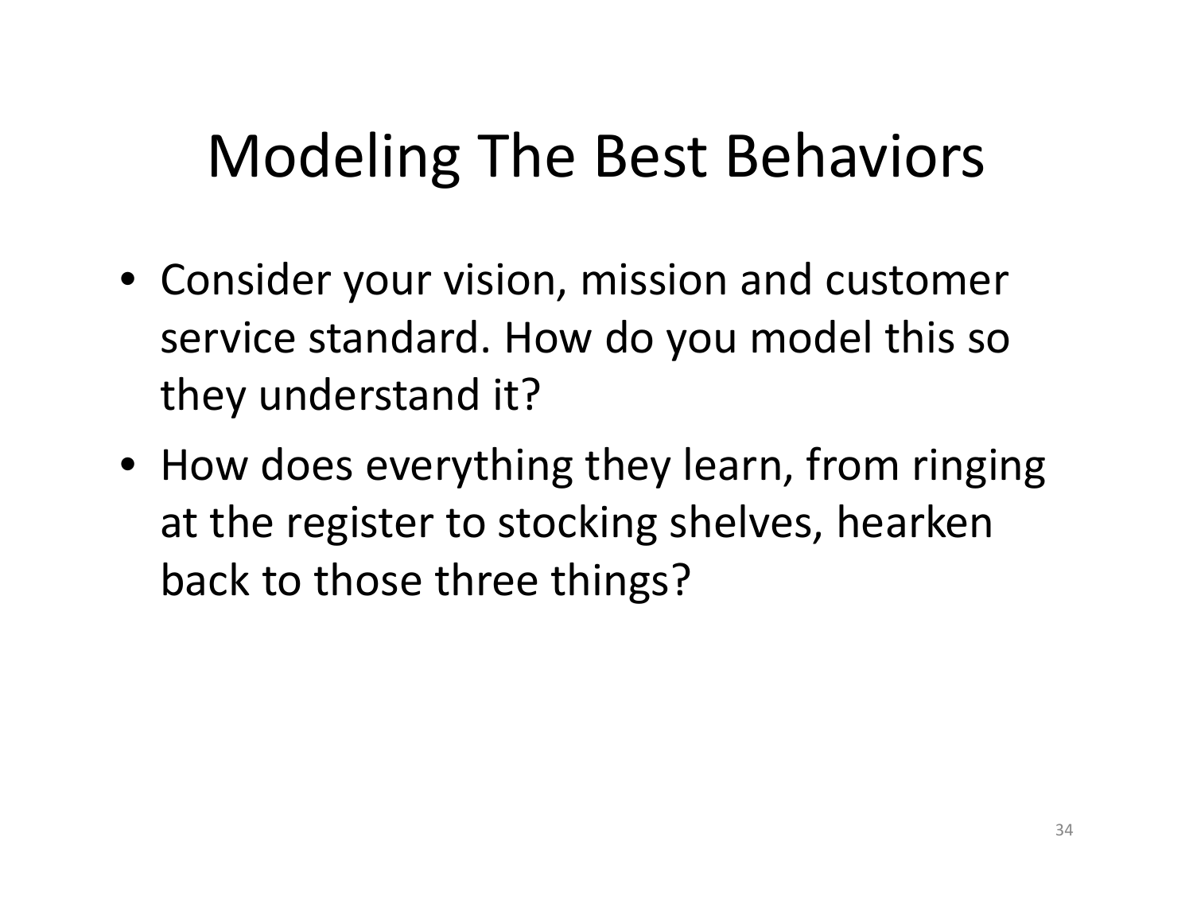# Modeling The Best Behaviors

- Consider your vision, mission and customer service standard. How do you model this so they understand it?
- How does everything they learn, from ringing at the register to stocking shelves, hearken back to those three things?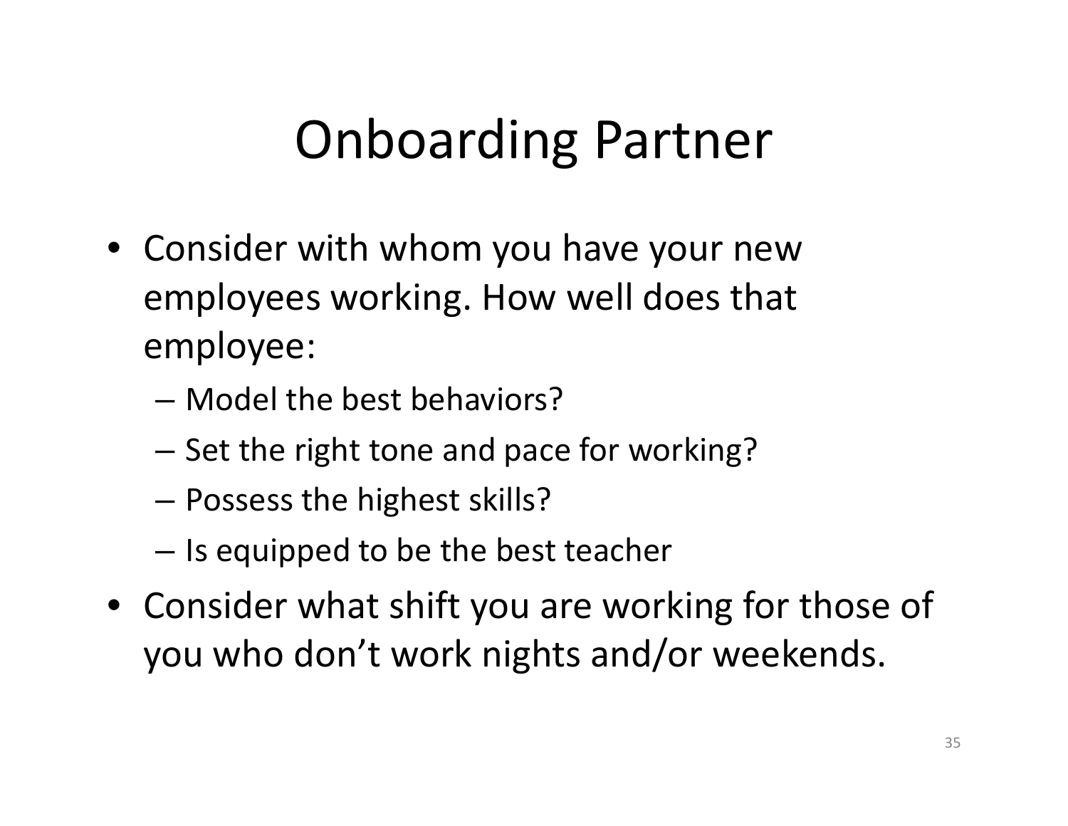# Onboarding Partner

- Consider with whom you have your new employees working. How well does that employee:
  - Model the best behaviors?
  - Set the right tone and pace for working?
  - Possess the highest skills?
  - Is equipped to be the best teacher
- Consider what shift you are working for those of you who don't work nights and/or weekends.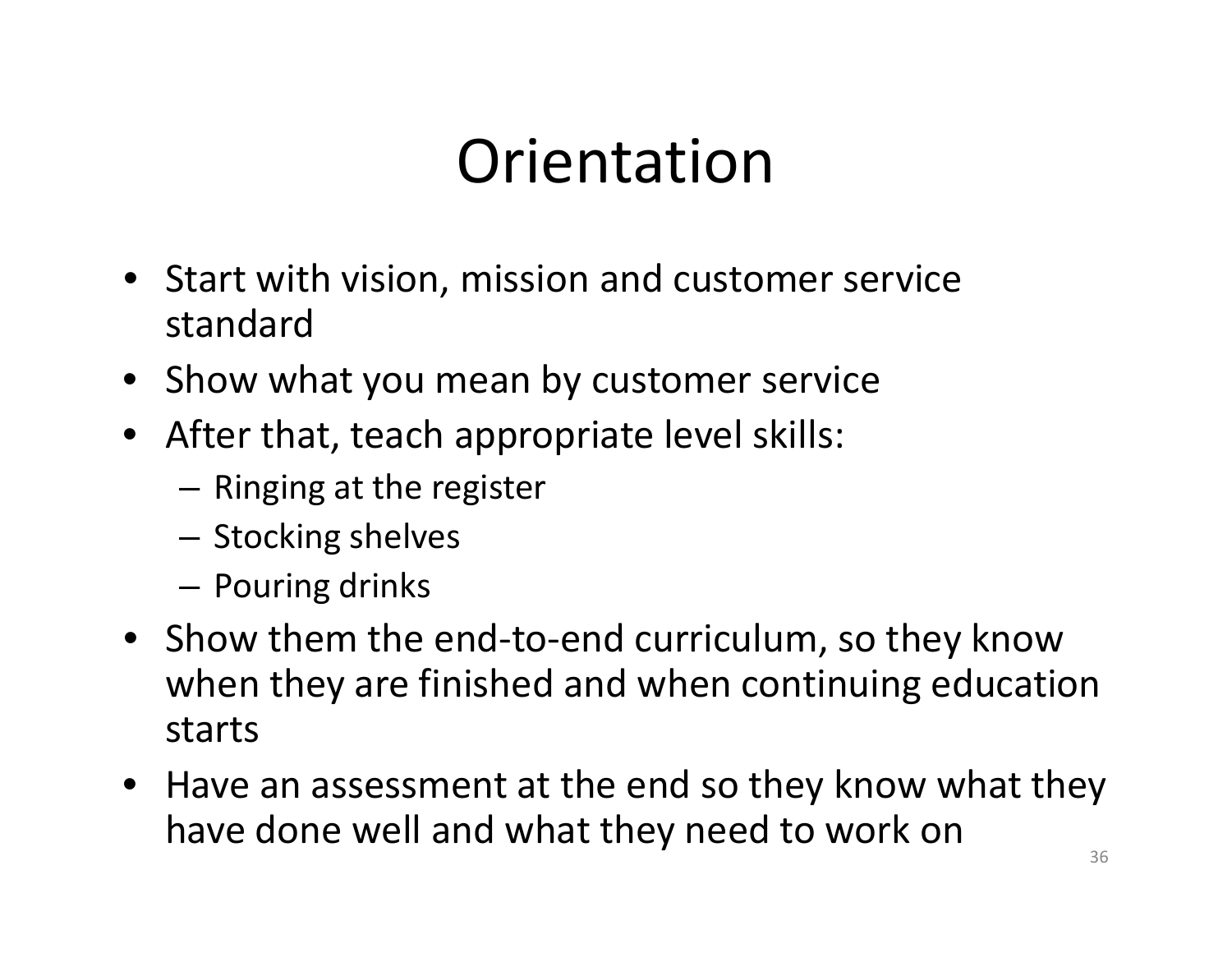# Orientation

- Start with vision, mission and customer service standard
- Show what you mean by customer service
- After that, teach appropriate level skills:
  - Ringing at the register
  - Stocking shelves
  - Pouring drinks
- Show them the end-to-end curriculum, so they know when they are finished and when continuing education starts
- Have an assessment at the end so they know what they have done well and what they need to work on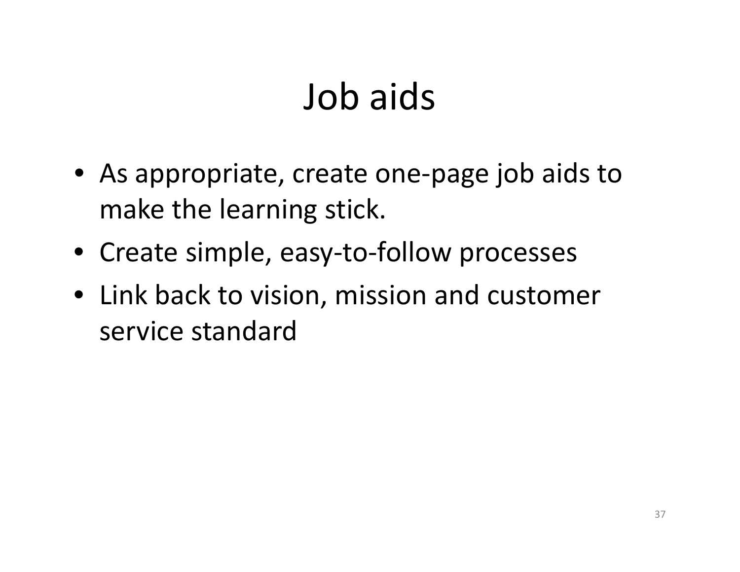# Job aids

- As appropriate, create one-page job aids to make the learning stick.
- Create simple, easy-to-follow processes
- Link back to vision, mission and customer service standard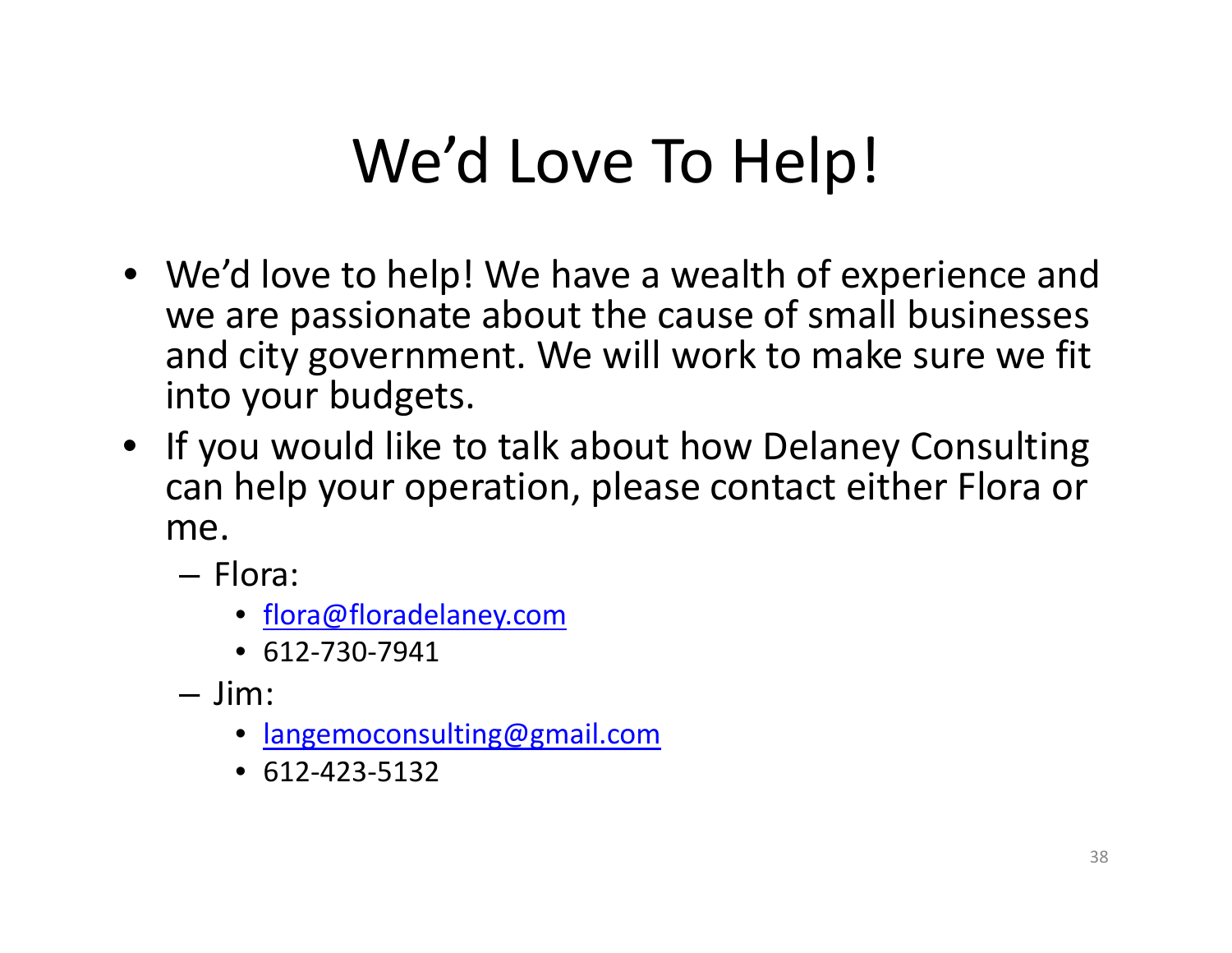# We'd Love To Help!

- We'd love to help! We have a wealth of experience and we are passionate about the cause of small businesses and city government. We will work to make sure we fit into your budgets.
- If you would like to talk about how Delaney Consulting can help your operation, please contact either Flora or me.
  - Flora:
    - flora@floradelaney.com
    - 612-730-7941
  - Jim:
    - langemoconsulting@gmail.com
    - 612-423-5132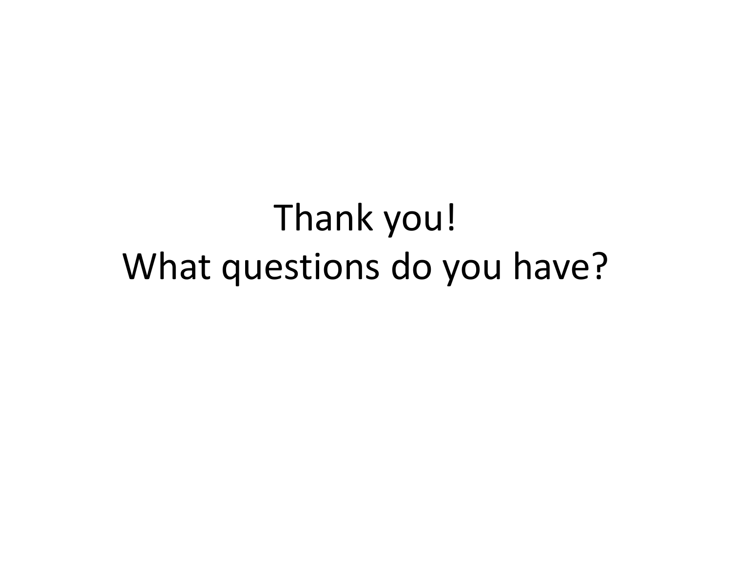Thank you!
What questions do you have?